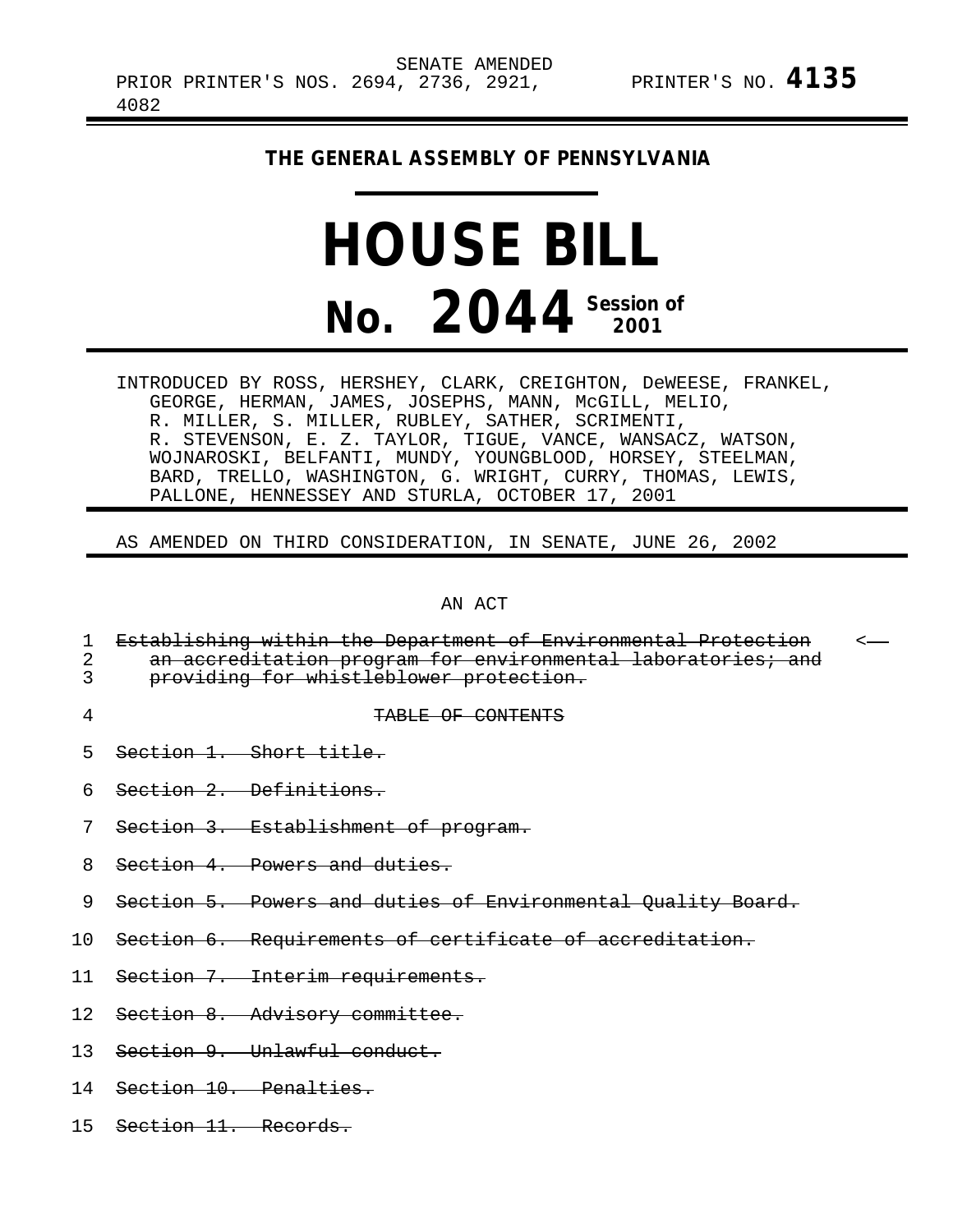SENATE AMENDED

PRIOR PRINTER'S NOS. 2694, 2736, 2921, 4082

PRINTER'S NO. **4135**

**THE GENERAL ASSEMBLY OF PENNSYLVANIA**

# HOUSE BILL

# No. 2044 Session of 2001

INTRODUCED BY ROSS, HERSHEY, CLARK, CREIGHTON, DeWEESE, FRANKEL, GEORGE, HERMAN, JAMES, JOSEPHS, MANN, McGILL, MELIO, R. MILLER, S. MILLER, RUBLEY, SATHER, SCRIMENTI, R. STEVENSON, E. Z. TAYLOR, TIGUE, VANCE, WANSACZ, WATSON, WOJNAROSKI, BELFANTI, MUNDY, YOUNGBLOOD, HORSEY, STEELMAN, BARD, TRELLO, WASHINGTON, G. WRIGHT, CURRY, THOMAS, LEWIS, PALLONE, HENNESSEY AND STURLA, OCTOBER 17, 2001

AS AMENDED ON THIRD CONSIDERATION, IN SENATE, JUNE 26, 2002

AN ACT

1 ~~Establishing within the Department of Environmental Protection~~ <
2 ~~an accreditation program for environmental laboratories; and~~
3 ~~providing for whistleblower protection.~~

4 ~~TABLE OF CONTENTS~~

5 ~~Section 1. Short title.~~

6 ~~Section 2. Definitions.~~

7 ~~Section 3. Establishment of program.~~

8 ~~Section 4. Powers and duties.~~

9 ~~Section 5. Powers and duties of Environmental Quality Board.~~

10 ~~Section 6. Requirements of certificate of accreditation.~~

11 ~~Section 7. Interim requirements.~~

12 ~~Section 8. Advisory committee.~~

13 ~~Section 9. Unlawful conduct.~~

14 ~~Section 10. Penalties.~~

15 ~~Section 11. Records.~~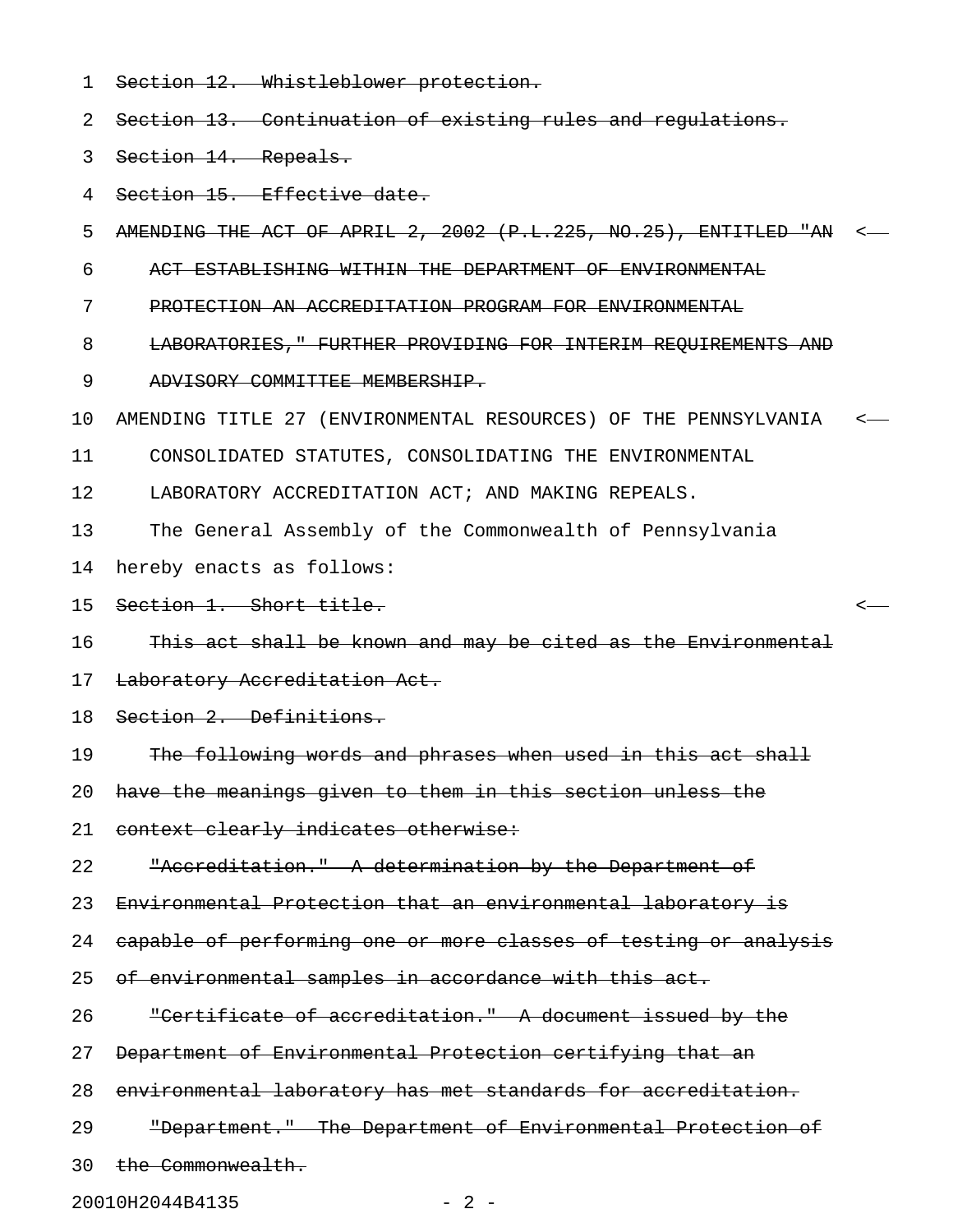~~Section 12. Whistleblower protection.~~

~~Section 13. Continuation of existing rules and regulations.~~

~~Section 14. Repeals.~~

~~Section 15. Effective date.~~

~~AMENDING THE ACT OF APRIL 2, 2002 (P.L.225, NO.25), ENTITLED "AN ACT ESTABLISHING WITHIN THE DEPARTMENT OF ENVIRONMENTAL PROTECTION AN ACCREDITATION PROGRAM FOR ENVIRONMENTAL LABORATORIES," FURTHER PROVIDING FOR INTERIM REQUIREMENTS AND ADVISORY COMMITTEE MEMBERSHIP.~~

AMENDING TITLE 27 (ENVIRONMENTAL RESOURCES) OF THE PENNSYLVANIA CONSOLIDATED STATUTES, CONSOLIDATING THE ENVIRONMENTAL LABORATORY ACCREDITATION ACT; AND MAKING REPEALS.

The General Assembly of the Commonwealth of Pennsylvania hereby enacts as follows:

~~Section 1. Short title.~~

~~This act shall be known and may be cited as the Environmental Laboratory Accreditation Act.~~

~~Section 2. Definitions.~~

~~The following words and phrases when used in this act shall have the meanings given to them in this section unless the context clearly indicates otherwise:~~

~~"Accreditation." A determination by the Department of Environmental Protection that an environmental laboratory is capable of performing one or more classes of testing or analysis of environmental samples in accordance with this act.~~

~~"Certificate of accreditation." A document issued by the Department of Environmental Protection certifying that an environmental laboratory has met standards for accreditation.~~

~~"Department." The Department of Environmental Protection of the Commonwealth.~~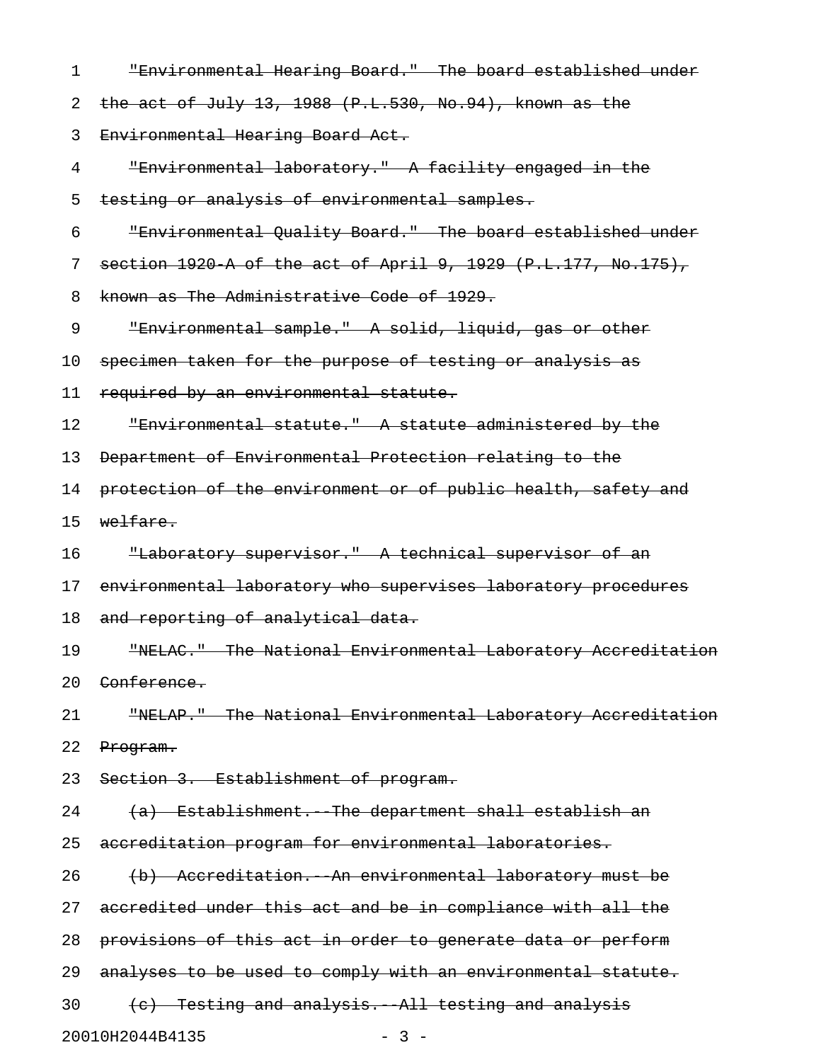~~"Environmental Hearing Board." The board established under the act of July 13, 1988 (P.L.530, No.94), known as the Environmental Hearing Board Act.~~

~~"Environmental laboratory." A facility engaged in the testing or analysis of environmental samples.~~

~~"Environmental Quality Board." The board established under section 1920-A of the act of April 9, 1929 (P.L.177, No.175), known as The Administrative Code of 1929.~~

~~"Environmental sample." A solid, liquid, gas or other specimen taken for the purpose of testing or analysis as required by an environmental statute.~~

~~"Environmental statute." A statute administered by the Department of Environmental Protection relating to the protection of the environment or of public health, safety and welfare.~~

~~"Laboratory supervisor." A technical supervisor of an environmental laboratory who supervises laboratory procedures and reporting of analytical data.~~

~~"NELAC." The National Environmental Laboratory Accreditation Conference.~~

~~"NELAP." The National Environmental Laboratory Accreditation Program.~~

~~Section 3. Establishment of program.~~

~~(a) Establishment.--The department shall establish an accreditation program for environmental laboratories.~~

~~(b) Accreditation.--An environmental laboratory must be accredited under this act and be in compliance with all the provisions of this act in order to generate data or perform analyses to be used to comply with an environmental statute.~~

~~(c) Testing and analysis.--All testing and analysis~~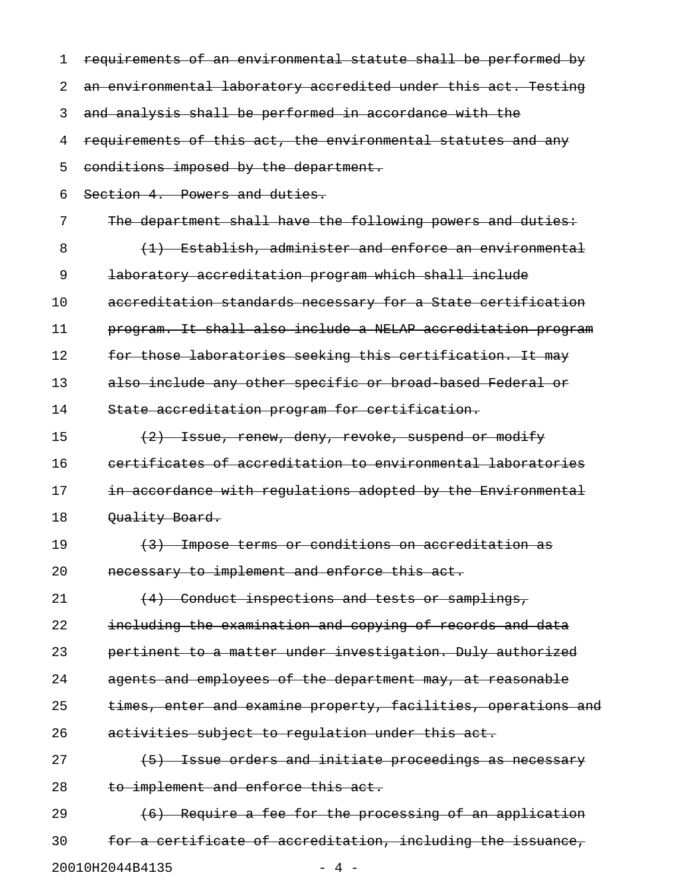~~requirements of an environmental statute shall be performed by an environmental laboratory accredited under this act. Testing and analysis shall be performed in accordance with the requirements of this act, the environmental statutes and any conditions imposed by the department.~~

~~Section 4. Powers and duties.~~

~~The department shall have the following powers and duties:~~

~~(1) Establish, administer and enforce an environmental laboratory accreditation program which shall include accreditation standards necessary for a State certification program. It shall also include a NELAP accreditation program for those laboratories seeking this certification. It may also include any other specific or broad-based Federal or State accreditation program for certification.~~

~~(2) Issue, renew, deny, revoke, suspend or modify certificates of accreditation to environmental laboratories in accordance with regulations adopted by the Environmental Quality Board.~~

~~(3) Impose terms or conditions on accreditation as necessary to implement and enforce this act.~~

~~(4) Conduct inspections and tests or samplings, including the examination and copying of records and data pertinent to a matter under investigation. Duly authorized agents and employees of the department may, at reasonable times, enter and examine property, facilities, operations and activities subject to regulation under this act.~~

~~(5) Issue orders and initiate proceedings as necessary to implement and enforce this act.~~

~~(6) Require a fee for the processing of an application for a certificate of accreditation, including the issuance,~~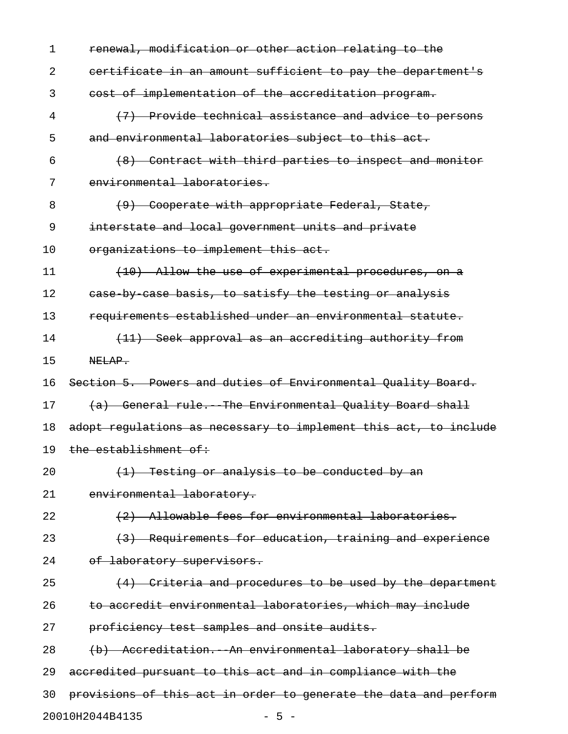~~renewal, modification or other action relating to the certificate in an amount sufficient to pay the department's cost of implementation of the accreditation program.~~

~~(7) Provide technical assistance and advice to persons and environmental laboratories subject to this act.~~

~~(8) Contract with third parties to inspect and monitor environmental laboratories.~~

~~(9) Cooperate with appropriate Federal, State, interstate and local government units and private organizations to implement this act.~~

~~(10) Allow the use of experimental procedures, on a case-by-case basis, to satisfy the testing or analysis requirements established under an environmental statute.~~

~~(11) Seek approval as an accrediting authority from NELAP.~~

~~Section 5. Powers and duties of Environmental Quality Board.~~

~~(a) General rule.--The Environmental Quality Board shall adopt regulations as necessary to implement this act, to include the establishment of:~~

~~(1) Testing or analysis to be conducted by an environmental laboratory.~~

~~(2) Allowable fees for environmental laboratories.~~

~~(3) Requirements for education, training and experience of laboratory supervisors.~~

~~(4) Criteria and procedures to be used by the department to accredit environmental laboratories, which may include proficiency test samples and onsite audits.~~

~~(b) Accreditation.--An environmental laboratory shall be accredited pursuant to this act and in compliance with the provisions of this act in order to generate the data and perform~~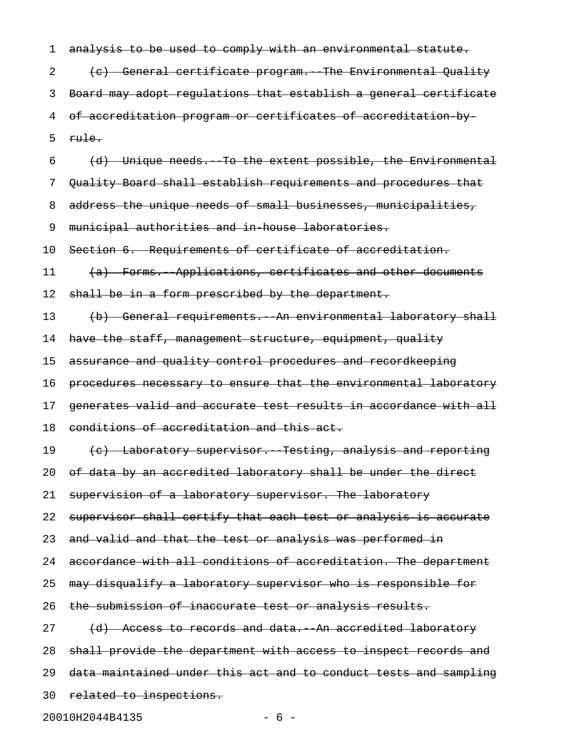~~analysis to be used to comply with an environmental statute.~~

~~(c) General certificate program.--The Environmental Quality Board may adopt regulations that establish a general certificate of accreditation program or certificates of accreditation-by-rule.~~

~~(d) Unique needs.--To the extent possible, the Environmental Quality Board shall establish requirements and procedures that address the unique needs of small businesses, municipalities, municipal authorities and in-house laboratories.~~

~~Section 6. Requirements of certificate of accreditation.~~

~~(a) Forms.--Applications, certificates and other documents shall be in a form prescribed by the department.~~

~~(b) General requirements.--An environmental laboratory shall have the staff, management structure, equipment, quality assurance and quality control procedures and recordkeeping procedures necessary to ensure that the environmental laboratory generates valid and accurate test results in accordance with all conditions of accreditation and this act.~~

~~(c) Laboratory supervisor.--Testing, analysis and reporting of data by an accredited laboratory shall be under the direct supervision of a laboratory supervisor. The laboratory supervisor shall certify that each test or analysis is accurate and valid and that the test or analysis was performed in accordance with all conditions of accreditation. The department may disqualify a laboratory supervisor who is responsible for the submission of inaccurate test or analysis results.~~

~~(d) Access to records and data.--An accredited laboratory shall provide the department with access to inspect records and data maintained under this act and to conduct tests and sampling related to inspections.~~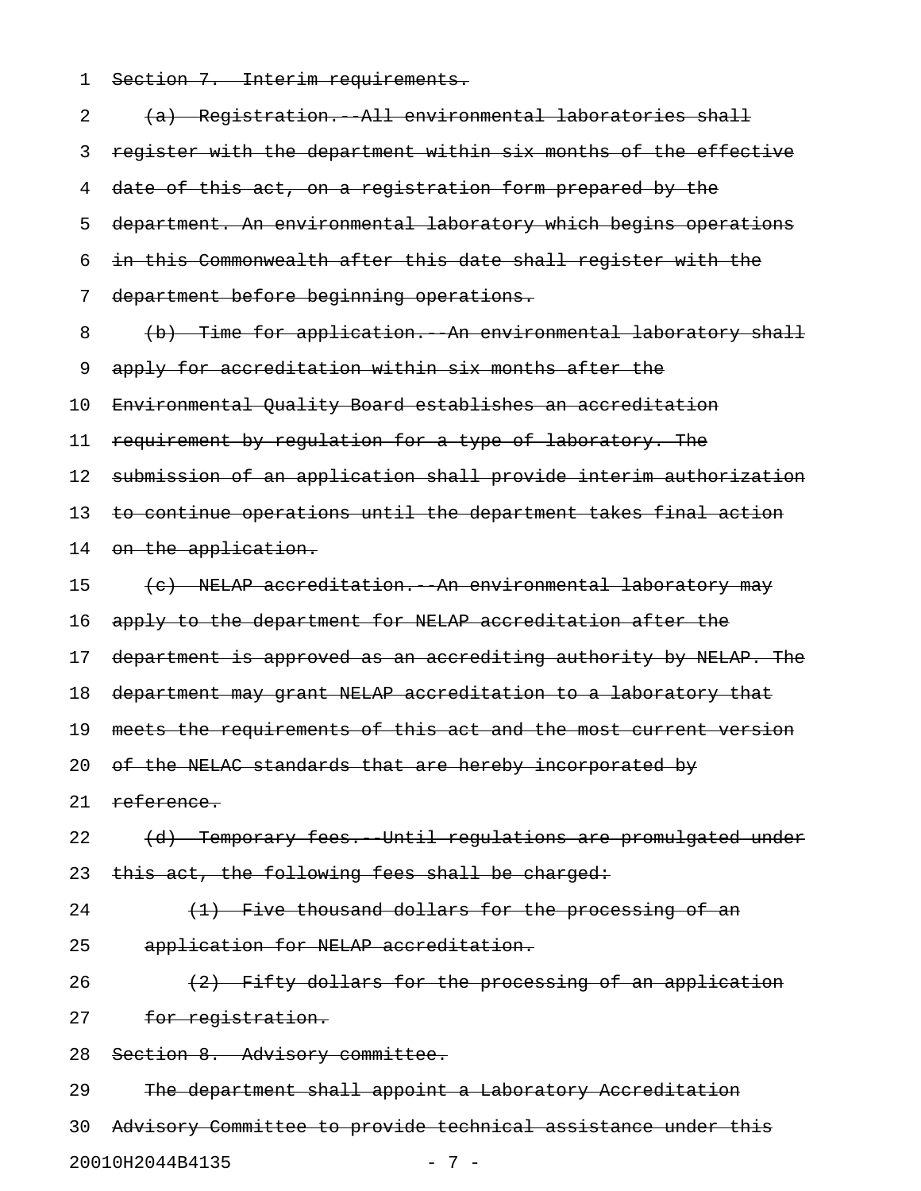~~Section 7. Interim requirements.~~

~~(a) Registration.--All environmental laboratories shall register with the department within six months of the effective date of this act, on a registration form prepared by the department. An environmental laboratory which begins operations in this Commonwealth after this date shall register with the department before beginning operations.~~

~~(b) Time for application.--An environmental laboratory shall apply for accreditation within six months after the Environmental Quality Board establishes an accreditation requirement by regulation for a type of laboratory. The submission of an application shall provide interim authorization to continue operations until the department takes final action on the application.~~

~~(c) NELAP accreditation.--An environmental laboratory may apply to the department for NELAP accreditation after the department is approved as an accrediting authority by NELAP. The department may grant NELAP accreditation to a laboratory that meets the requirements of this act and the most current version of the NELAC standards that are hereby incorporated by reference.~~

~~(d) Temporary fees.--Until regulations are promulgated under this act, the following fees shall be charged:~~

~~(1) Five thousand dollars for the processing of an application for NELAP accreditation.~~

~~(2) Fifty dollars for the processing of an application for registration.~~

~~Section 8. Advisory committee.~~

~~The department shall appoint a Laboratory Accreditation Advisory Committee to provide technical assistance under this~~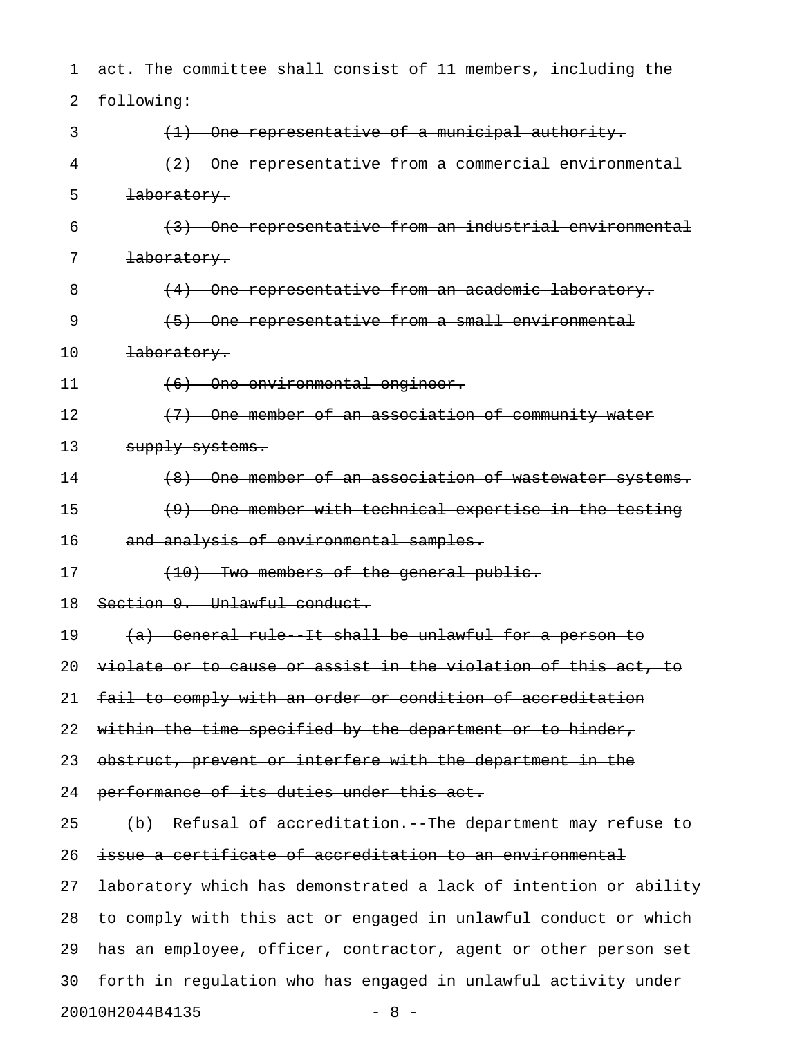~~act. The committee shall consist of 11 members, including the following:~~

~~(1) One representative of a municipal authority.~~

~~(2) One representative from a commercial environmental laboratory.~~

~~(3) One representative from an industrial environmental laboratory.~~

~~(4) One representative from an academic laboratory.~~

~~(5) One representative from a small environmental laboratory.~~

~~(6) One environmental engineer.~~

~~(7) One member of an association of community water supply systems.~~

~~(8) One member of an association of wastewater systems.~~

~~(9) One member with technical expertise in the testing and analysis of environmental samples.~~

~~(10) Two members of the general public.~~

~~Section 9. Unlawful conduct.~~

~~(a) General rule--It shall be unlawful for a person to violate or to cause or assist in the violation of this act, to fail to comply with an order or condition of accreditation within the time specified by the department or to hinder, obstruct, prevent or interfere with the department in the performance of its duties under this act.~~

~~(b) Refusal of accreditation.--The department may refuse to issue a certificate of accreditation to an environmental laboratory which has demonstrated a lack of intention or ability to comply with this act or engaged in unlawful conduct or which has an employee, officer, contractor, agent or other person set forth in regulation who has engaged in unlawful activity under~~

20010H2044B4135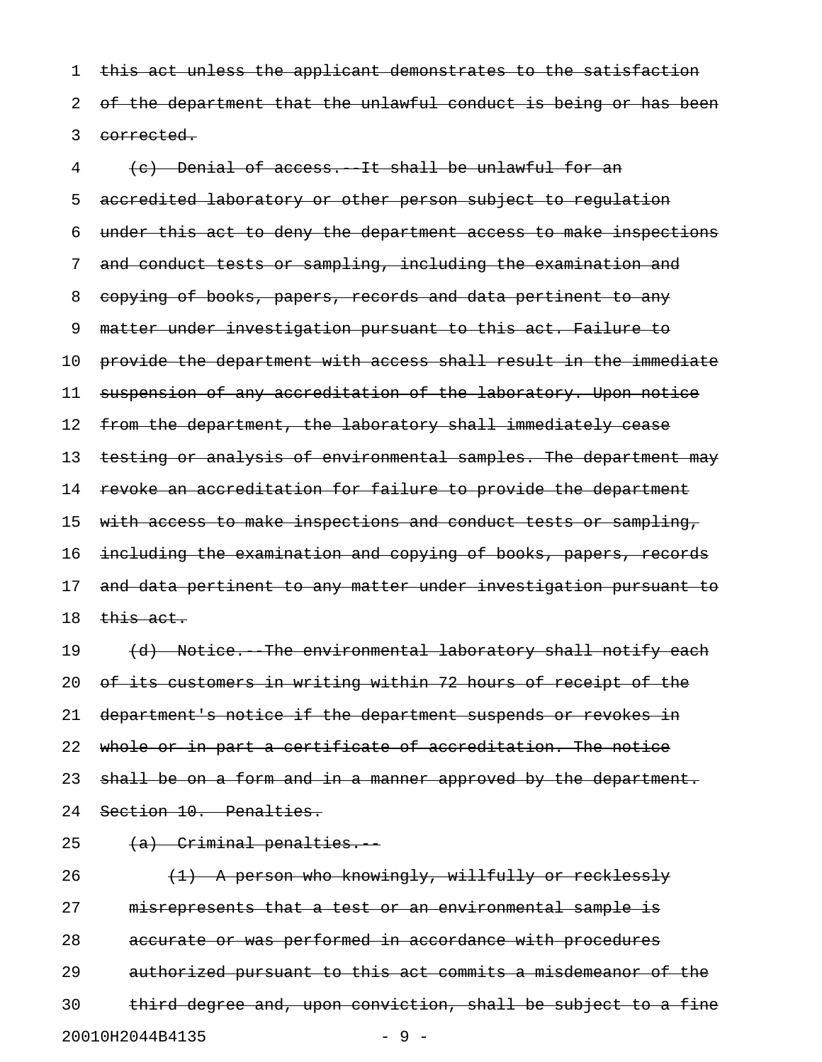~~this act unless the applicant demonstrates to the satisfaction of the department that the unlawful conduct is being or has been corrected.~~

~~(c) Denial of access.--It shall be unlawful for an accredited laboratory or other person subject to regulation under this act to deny the department access to make inspections and conduct tests or sampling, including the examination and copying of books, papers, records and data pertinent to any matter under investigation pursuant to this act. Failure to provide the department with access shall result in the immediate suspension of any accreditation of the laboratory. Upon notice from the department, the laboratory shall immediately cease testing or analysis of environmental samples. The department may revoke an accreditation for failure to provide the department with access to make inspections and conduct tests or sampling, including the examination and copying of books, papers, records and data pertinent to any matter under investigation pursuant to this act.~~

~~(d) Notice.--The environmental laboratory shall notify each of its customers in writing within 72 hours of receipt of the department's notice if the department suspends or revokes in whole or in part a certificate of accreditation. The notice shall be on a form and in a manner approved by the department.~~

~~Section 10. Penalties.~~

~~(a) Criminal penalties.--~~

~~(1) A person who knowingly, willfully or recklessly misrepresents that a test or an environmental sample is accurate or was performed in accordance with procedures authorized pursuant to this act commits a misdemeanor of the third degree and, upon conviction, shall be subject to a fine~~

20010H2044B4135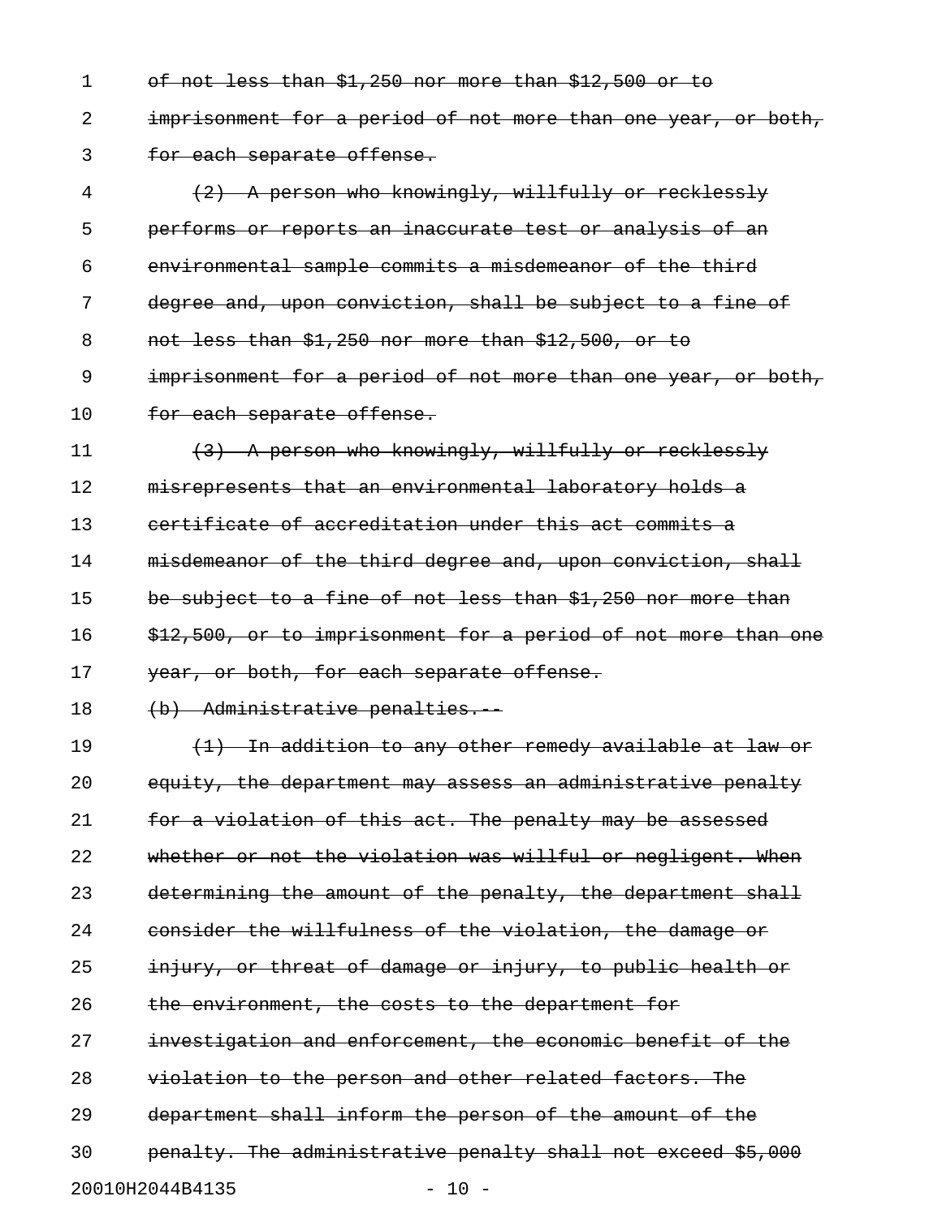~~of not less than $1,250 nor more than $12,500 or to imprisonment for a period of not more than one year, or both, for each separate offense.~~

~~(2) A person who knowingly, willfully or recklessly performs or reports an inaccurate test or analysis of an environmental sample commits a misdemeanor of the third degree and, upon conviction, shall be subject to a fine of not less than $1,250 nor more than $12,500, or to imprisonment for a period of not more than one year, or both, for each separate offense.~~

~~(3) A person who knowingly, willfully or recklessly misrepresents that an environmental laboratory holds a certificate of accreditation under this act commits a misdemeanor of the third degree and, upon conviction, shall be subject to a fine of not less than $1,250 nor more than $12,500, or to imprisonment for a period of not more than one year, or both, for each separate offense.~~

~~(b) Administrative penalties.--~~

~~(1) In addition to any other remedy available at law or equity, the department may assess an administrative penalty for a violation of this act. The penalty may be assessed whether or not the violation was willful or negligent. When determining the amount of the penalty, the department shall consider the willfulness of the violation, the damage or injury, or threat of damage or injury, to public health or the environment, the costs to the department for investigation and enforcement, the economic benefit of the violation to the person and other related factors. The department shall inform the person of the amount of the penalty. The administrative penalty shall not exceed $5,000~~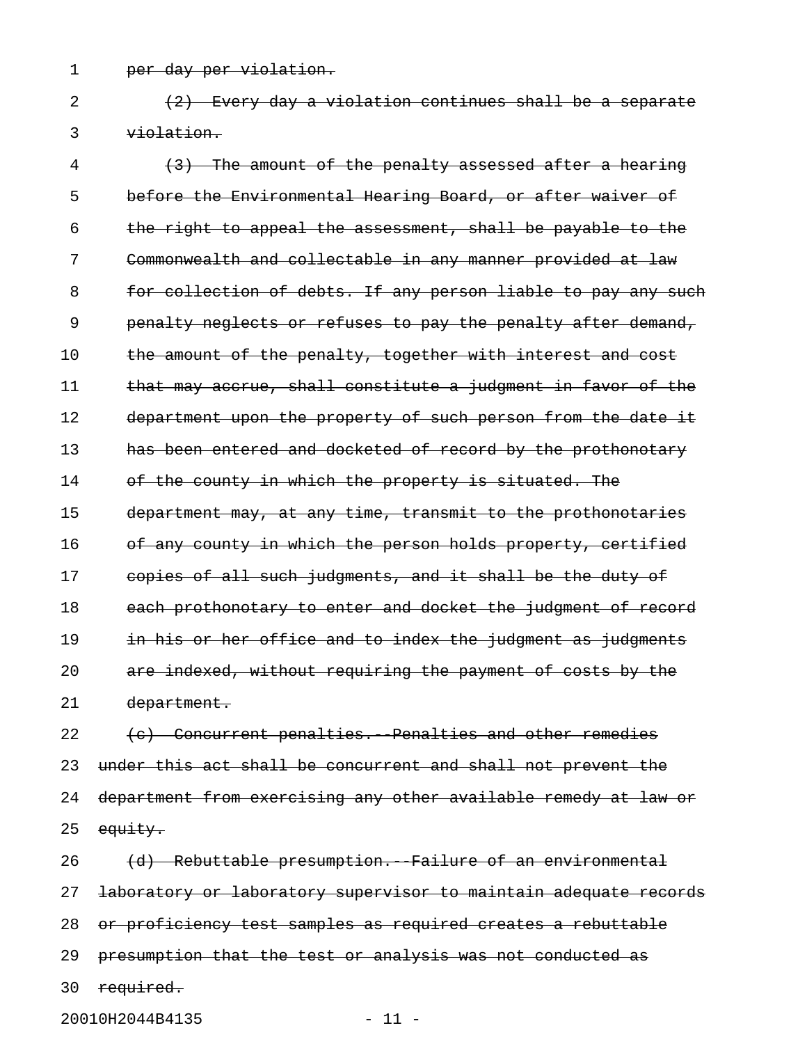~~per day per violation.~~

~~(2) Every day a violation continues shall be a separate violation.~~

~~(3) The amount of the penalty assessed after a hearing before the Environmental Hearing Board, or after waiver of the right to appeal the assessment, shall be payable to the Commonwealth and collectable in any manner provided at law for collection of debts. If any person liable to pay any such penalty neglects or refuses to pay the penalty after demand, the amount of the penalty, together with interest and cost that may accrue, shall constitute a judgment in favor of the department upon the property of such person from the date it has been entered and docketed of record by the prothonotary of the county in which the property is situated. The department may, at any time, transmit to the prothonotaries of any county in which the person holds property, certified copies of all such judgments, and it shall be the duty of each prothonotary to enter and docket the judgment of record in his or her office and to index the judgment as judgments are indexed, without requiring the payment of costs by the department.~~

~~(c) Concurrent penalties.--Penalties and other remedies under this act shall be concurrent and shall not prevent the department from exercising any other available remedy at law or equity.~~

~~(d) Rebuttable presumption.--Failure of an environmental laboratory or laboratory supervisor to maintain adequate records or proficiency test samples as required creates a rebuttable presumption that the test or analysis was not conducted as required.~~

20010H2044B4135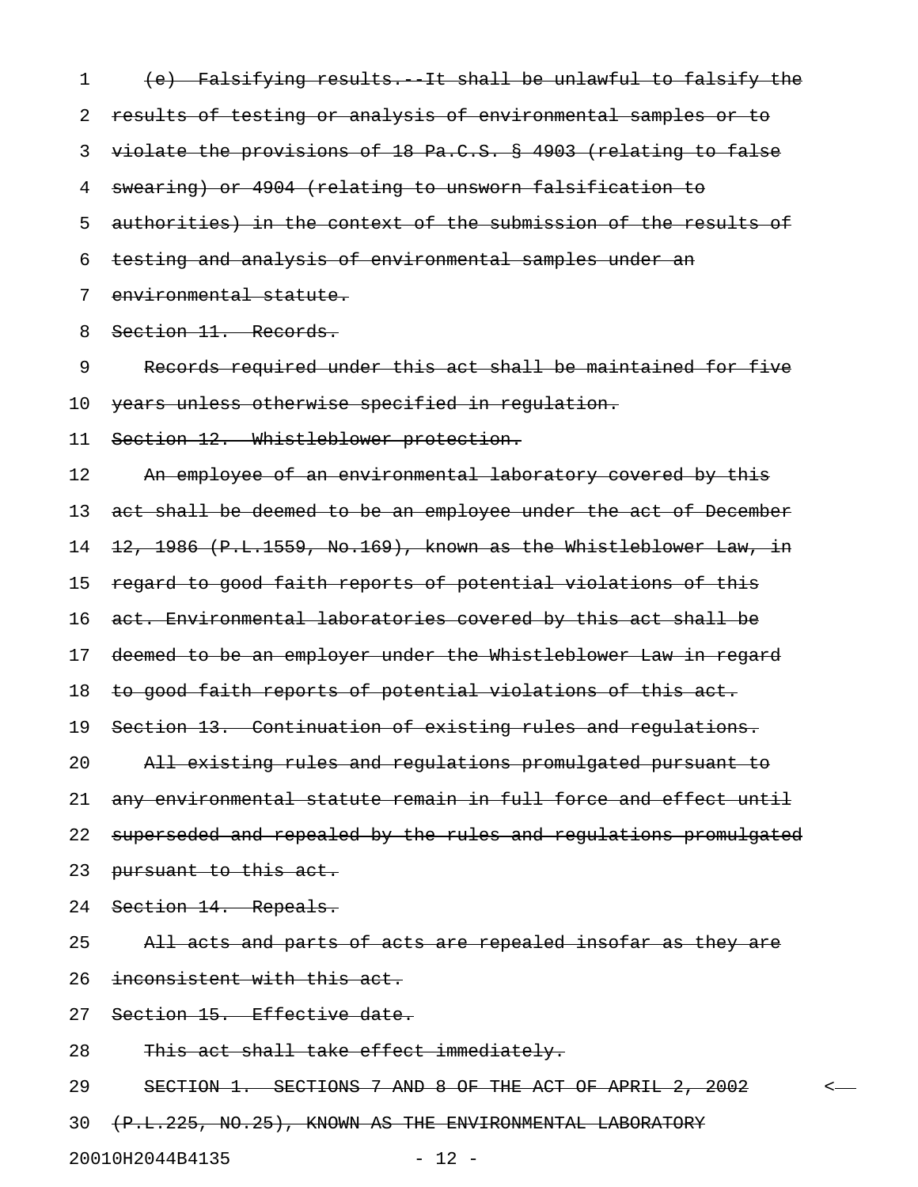~~(e) Falsifying results.--It shall be unlawful to falsify the results of testing or analysis of environmental samples or to violate the provisions of 18 Pa.C.S. § 4903 (relating to false swearing) or 4904 (relating to unsworn falsification to authorities) in the context of the submission of the results of testing and analysis of environmental samples under an environmental statute.~~

~~Section 11. Records.~~

~~Records required under this act shall be maintained for five years unless otherwise specified in regulation.~~

~~Section 12. Whistleblower protection.~~

~~An employee of an environmental laboratory covered by this act shall be deemed to be an employee under the act of December 12, 1986 (P.L.1559, No.169), known as the Whistleblower Law, in regard to good faith reports of potential violations of this act. Environmental laboratories covered by this act shall be deemed to be an employer under the Whistleblower Law in regard to good faith reports of potential violations of this act.~~

~~Section 13. Continuation of existing rules and regulations.~~

~~All existing rules and regulations promulgated pursuant to any environmental statute remain in full force and effect until superseded and repealed by the rules and regulations promulgated pursuant to this act.~~

~~Section 14. Repeals.~~

~~All acts and parts of acts are repealed insofar as they are inconsistent with this act.~~

~~Section 15. Effective date.~~

~~This act shall take effect immediately.~~

SECTION 1. SECTIONS 7 AND 8 OF THE ACT OF APRIL 2, 2002 (P.L.225, NO.25), KNOWN AS THE ENVIRONMENTAL LABORATORY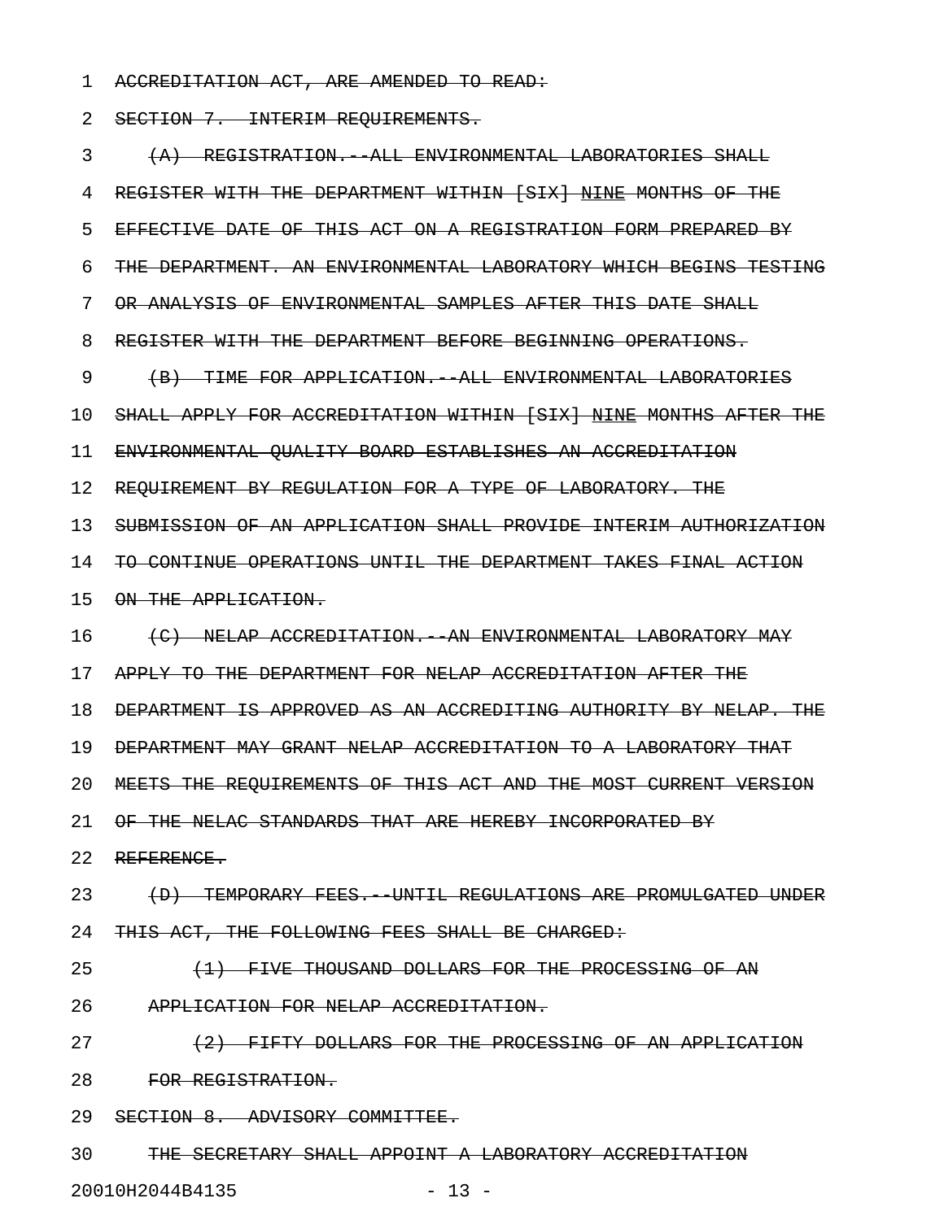ACCREDITATION ACT, ARE AMENDED TO READ:

SECTION 7. INTERIM REQUIREMENTS.

(A) REGISTRATION.--ALL ENVIRONMENTAL LABORATORIES SHALL REGISTER WITH THE DEPARTMENT WITHIN [SIX] NINE MONTHS OF THE EFFECTIVE DATE OF THIS ACT ON A REGISTRATION FORM PREPARED BY THE DEPARTMENT. AN ENVIRONMENTAL LABORATORY WHICH BEGINS TESTING OR ANALYSIS OF ENVIRONMENTAL SAMPLES AFTER THIS DATE SHALL REGISTER WITH THE DEPARTMENT BEFORE BEGINNING OPERATIONS.

(B) TIME FOR APPLICATION.--ALL ENVIRONMENTAL LABORATORIES SHALL APPLY FOR ACCREDITATION WITHIN [SIX] NINE MONTHS AFTER THE ENVIRONMENTAL QUALITY BOARD ESTABLISHES AN ACCREDITATION REQUIREMENT BY REGULATION FOR A TYPE OF LABORATORY. THE SUBMISSION OF AN APPLICATION SHALL PROVIDE INTERIM AUTHORIZATION TO CONTINUE OPERATIONS UNTIL THE DEPARTMENT TAKES FINAL ACTION ON THE APPLICATION.

(C) NELAP ACCREDITATION.--AN ENVIRONMENTAL LABORATORY MAY APPLY TO THE DEPARTMENT FOR NELAP ACCREDITATION AFTER THE DEPARTMENT IS APPROVED AS AN ACCREDITING AUTHORITY BY NELAP. THE DEPARTMENT MAY GRANT NELAP ACCREDITATION TO A LABORATORY THAT MEETS THE REQUIREMENTS OF THIS ACT AND THE MOST CURRENT VERSION OF THE NELAC STANDARDS THAT ARE HEREBY INCORPORATED BY REFERENCE.

(D) TEMPORARY FEES.--UNTIL REGULATIONS ARE PROMULGATED UNDER THIS ACT, THE FOLLOWING FEES SHALL BE CHARGED:

(1) FIVE THOUSAND DOLLARS FOR THE PROCESSING OF AN APPLICATION FOR NELAP ACCREDITATION.

(2) FIFTY DOLLARS FOR THE PROCESSING OF AN APPLICATION FOR REGISTRATION.

SECTION 8. ADVISORY COMMITTEE.

THE SECRETARY SHALL APPOINT A LABORATORY ACCREDITATION

20010H2044B4135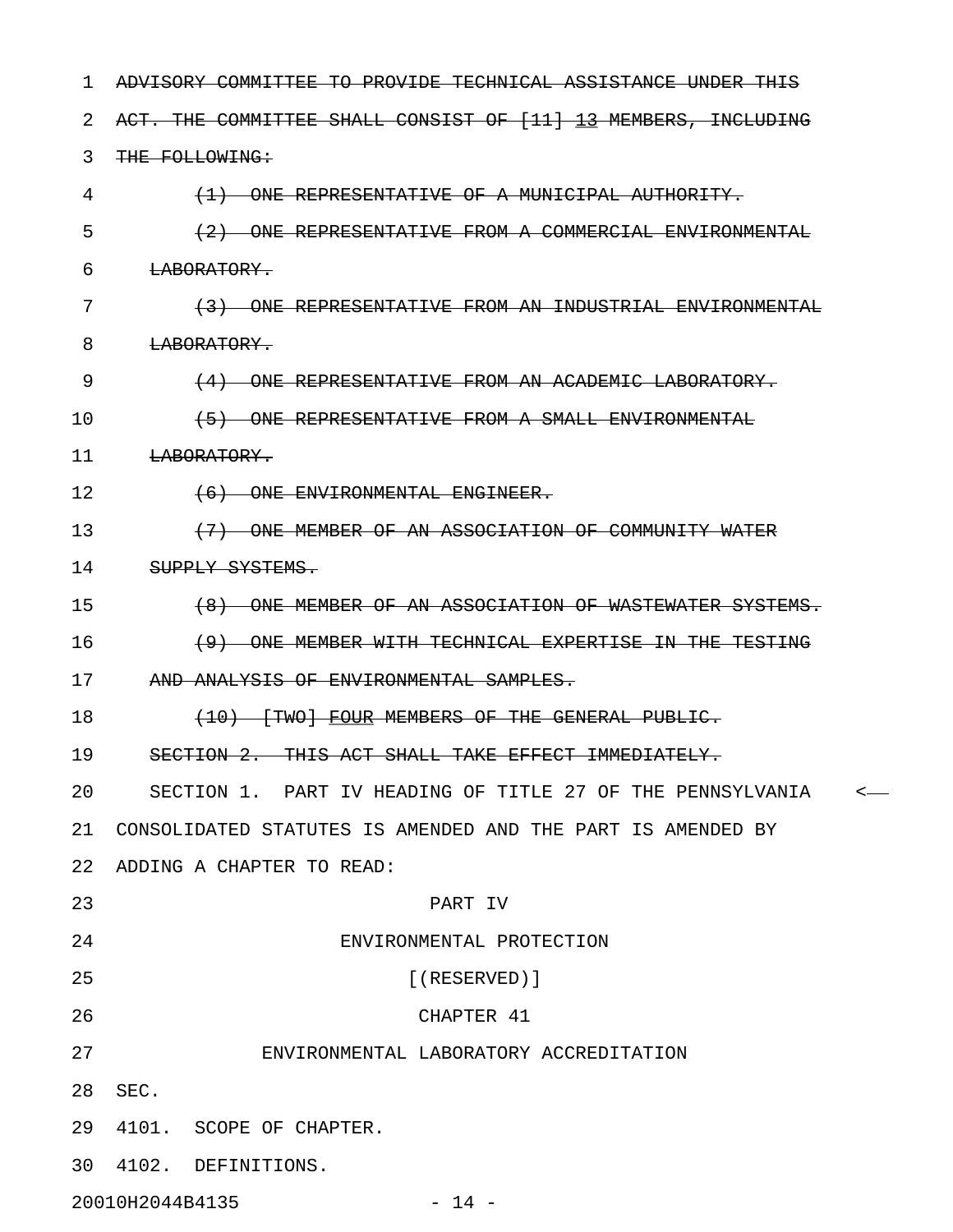~~ADVISORY COMMITTEE TO PROVIDE TECHNICAL ASSISTANCE UNDER THIS ACT. THE COMMITTEE SHALL CONSIST OF [11] 13 MEMBERS, INCLUDING THE FOLLOWING:~~

~~(1) ONE REPRESENTATIVE OF A MUNICIPAL AUTHORITY.~~

~~(2) ONE REPRESENTATIVE FROM A COMMERCIAL ENVIRONMENTAL LABORATORY.~~

~~(3) ONE REPRESENTATIVE FROM AN INDUSTRIAL ENVIRONMENTAL LABORATORY.~~

~~(4) ONE REPRESENTATIVE FROM AN ACADEMIC LABORATORY.~~

~~(5) ONE REPRESENTATIVE FROM A SMALL ENVIRONMENTAL LABORATORY.~~

~~(6) ONE ENVIRONMENTAL ENGINEER.~~

~~(7) ONE MEMBER OF AN ASSOCIATION OF COMMUNITY WATER SUPPLY SYSTEMS.~~

~~(8) ONE MEMBER OF AN ASSOCIATION OF WASTEWATER SYSTEMS.~~

~~(9) ONE MEMBER WITH TECHNICAL EXPERTISE IN THE TESTING AND ANALYSIS OF ENVIRONMENTAL SAMPLES.~~

~~(10) [TWO] FOUR MEMBERS OF THE GENERAL PUBLIC.~~

~~SECTION 2. THIS ACT SHALL TAKE EFFECT IMMEDIATELY.~~

SECTION 1. PART IV HEADING OF TITLE 27 OF THE PENNSYLVANIA CONSOLIDATED STATUTES IS AMENDED AND THE PART IS AMENDED BY ADDING A CHAPTER TO READ:

PART IV

ENVIRONMENTAL PROTECTION

[(RESERVED)]

CHAPTER 41

ENVIRONMENTAL LABORATORY ACCREDITATION

SEC.

4101. SCOPE OF CHAPTER.

4102. DEFINITIONS.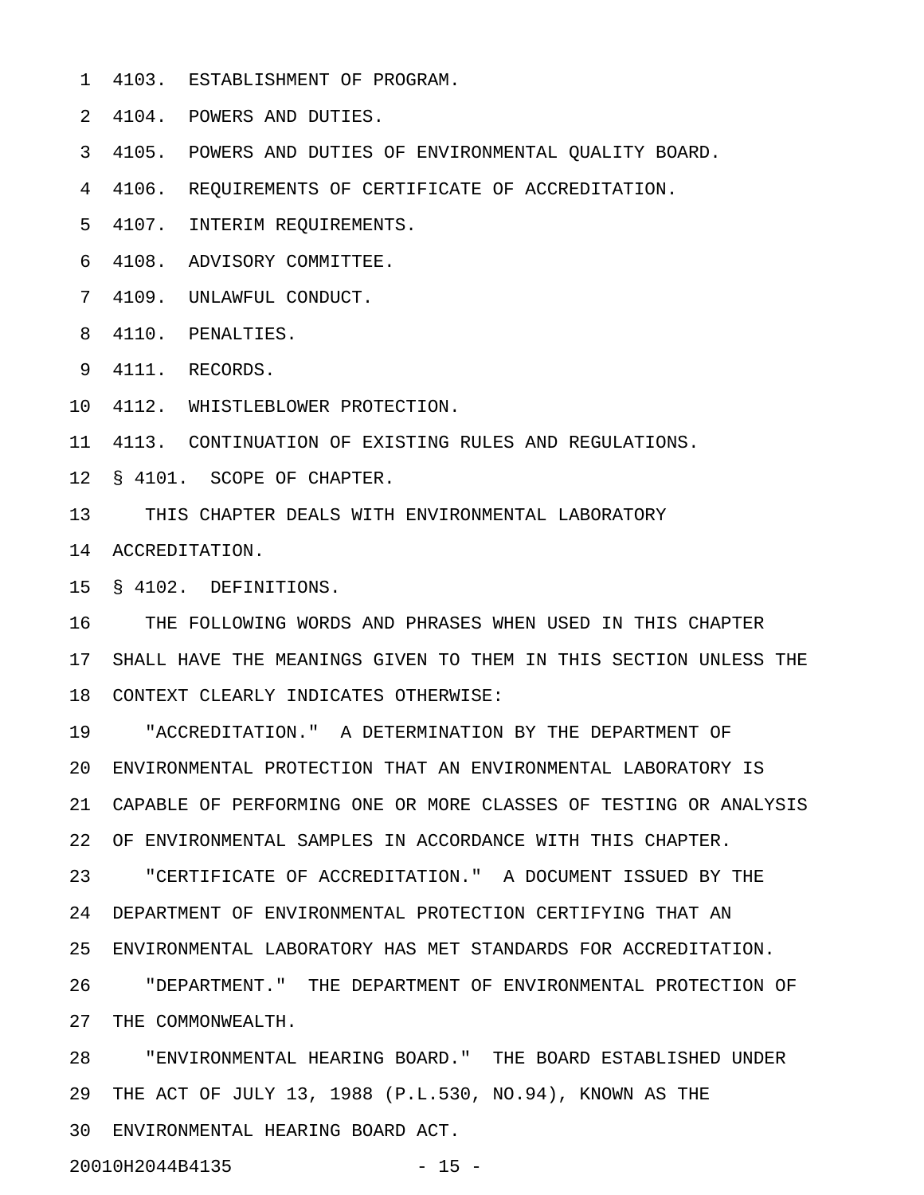4103. ESTABLISHMENT OF PROGRAM.

4104. POWERS AND DUTIES.

4105. POWERS AND DUTIES OF ENVIRONMENTAL QUALITY BOARD.

4106. REQUIREMENTS OF CERTIFICATE OF ACCREDITATION.

4107. INTERIM REQUIREMENTS.

4108. ADVISORY COMMITTEE.

4109. UNLAWFUL CONDUCT.

4110. PENALTIES.

4111. RECORDS.

4112. WHISTLEBLOWER PROTECTION.

4113. CONTINUATION OF EXISTING RULES AND REGULATIONS.

§ 4101. SCOPE OF CHAPTER.

THIS CHAPTER DEALS WITH ENVIRONMENTAL LABORATORY ACCREDITATION.

§ 4102. DEFINITIONS.

THE FOLLOWING WORDS AND PHRASES WHEN USED IN THIS CHAPTER SHALL HAVE THE MEANINGS GIVEN TO THEM IN THIS SECTION UNLESS THE CONTEXT CLEARLY INDICATES OTHERWISE:

"ACCREDITATION." A DETERMINATION BY THE DEPARTMENT OF ENVIRONMENTAL PROTECTION THAT AN ENVIRONMENTAL LABORATORY IS CAPABLE OF PERFORMING ONE OR MORE CLASSES OF TESTING OR ANALYSIS OF ENVIRONMENTAL SAMPLES IN ACCORDANCE WITH THIS CHAPTER.

"CERTIFICATE OF ACCREDITATION." A DOCUMENT ISSUED BY THE DEPARTMENT OF ENVIRONMENTAL PROTECTION CERTIFYING THAT AN ENVIRONMENTAL LABORATORY HAS MET STANDARDS FOR ACCREDITATION.

"DEPARTMENT." THE DEPARTMENT OF ENVIRONMENTAL PROTECTION OF THE COMMONWEALTH.

"ENVIRONMENTAL HEARING BOARD." THE BOARD ESTABLISHED UNDER THE ACT OF JULY 13, 1988 (P.L.530, NO.94), KNOWN AS THE ENVIRONMENTAL HEARING BOARD ACT.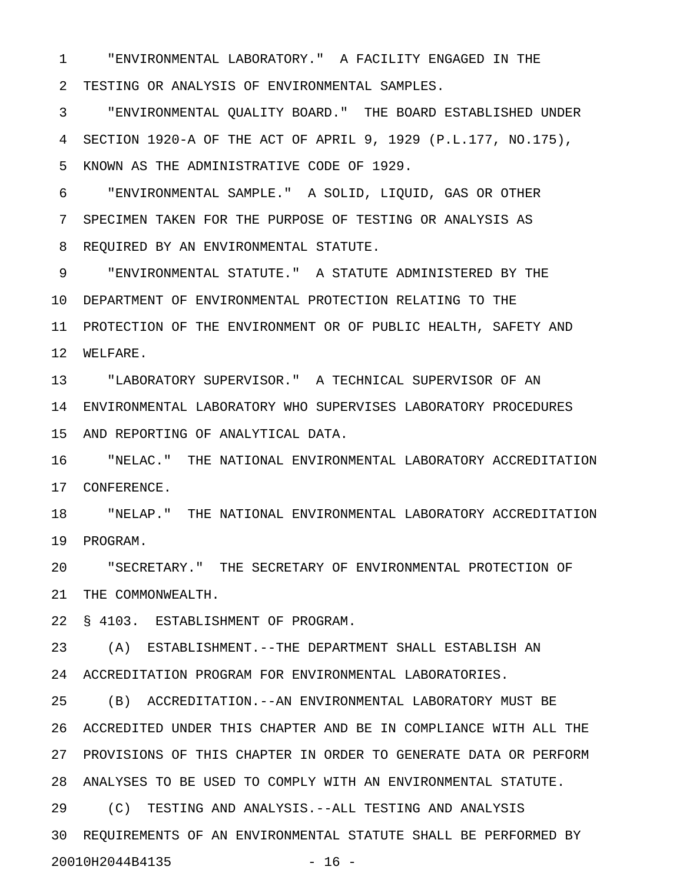"ENVIRONMENTAL LABORATORY." A FACILITY ENGAGED IN THE TESTING OR ANALYSIS OF ENVIRONMENTAL SAMPLES.

"ENVIRONMENTAL QUALITY BOARD." THE BOARD ESTABLISHED UNDER SECTION 1920-A OF THE ACT OF APRIL 9, 1929 (P.L.177, NO.175), KNOWN AS THE ADMINISTRATIVE CODE OF 1929.

"ENVIRONMENTAL SAMPLE." A SOLID, LIQUID, GAS OR OTHER SPECIMEN TAKEN FOR THE PURPOSE OF TESTING OR ANALYSIS AS REQUIRED BY AN ENVIRONMENTAL STATUTE.

"ENVIRONMENTAL STATUTE." A STATUTE ADMINISTERED BY THE DEPARTMENT OF ENVIRONMENTAL PROTECTION RELATING TO THE PROTECTION OF THE ENVIRONMENT OR OF PUBLIC HEALTH, SAFETY AND WELFARE.

"LABORATORY SUPERVISOR." A TECHNICAL SUPERVISOR OF AN ENVIRONMENTAL LABORATORY WHO SUPERVISES LABORATORY PROCEDURES AND REPORTING OF ANALYTICAL DATA.

"NELAC." THE NATIONAL ENVIRONMENTAL LABORATORY ACCREDITATION CONFERENCE.

"NELAP." THE NATIONAL ENVIRONMENTAL LABORATORY ACCREDITATION PROGRAM.

"SECRETARY." THE SECRETARY OF ENVIRONMENTAL PROTECTION OF THE COMMONWEALTH.

§ 4103. ESTABLISHMENT OF PROGRAM.

(A) ESTABLISHMENT.--THE DEPARTMENT SHALL ESTABLISH AN ACCREDITATION PROGRAM FOR ENVIRONMENTAL LABORATORIES.

(B) ACCREDITATION.--AN ENVIRONMENTAL LABORATORY MUST BE ACCREDITED UNDER THIS CHAPTER AND BE IN COMPLIANCE WITH ALL THE PROVISIONS OF THIS CHAPTER IN ORDER TO GENERATE DATA OR PERFORM ANALYSES TO BE USED TO COMPLY WITH AN ENVIRONMENTAL STATUTE.

(C) TESTING AND ANALYSIS.--ALL TESTING AND ANALYSIS REQUIREMENTS OF AN ENVIRONMENTAL STATUTE SHALL BE PERFORMED BY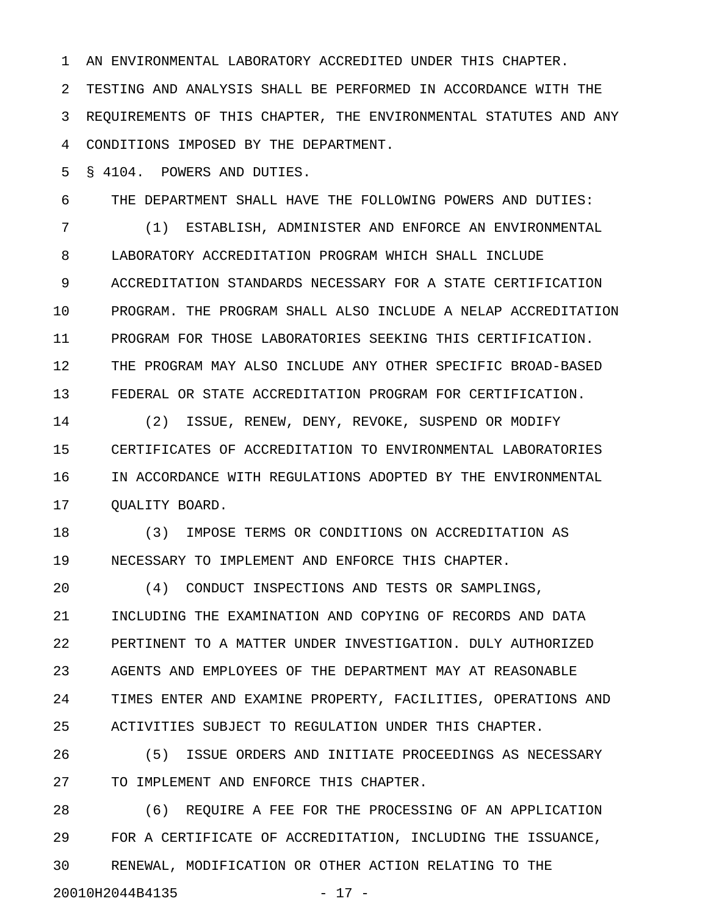AN ENVIRONMENTAL LABORATORY ACCREDITED UNDER THIS CHAPTER. TESTING AND ANALYSIS SHALL BE PERFORMED IN ACCORDANCE WITH THE REQUIREMENTS OF THIS CHAPTER, THE ENVIRONMENTAL STATUTES AND ANY CONDITIONS IMPOSED BY THE DEPARTMENT.

§ 4104. POWERS AND DUTIES.

THE DEPARTMENT SHALL HAVE THE FOLLOWING POWERS AND DUTIES:

(1) ESTABLISH, ADMINISTER AND ENFORCE AN ENVIRONMENTAL LABORATORY ACCREDITATION PROGRAM WHICH SHALL INCLUDE ACCREDITATION STANDARDS NECESSARY FOR A STATE CERTIFICATION PROGRAM. THE PROGRAM SHALL ALSO INCLUDE A NELAP ACCREDITATION PROGRAM FOR THOSE LABORATORIES SEEKING THIS CERTIFICATION. THE PROGRAM MAY ALSO INCLUDE ANY OTHER SPECIFIC BROAD-BASED FEDERAL OR STATE ACCREDITATION PROGRAM FOR CERTIFICATION.

(2) ISSUE, RENEW, DENY, REVOKE, SUSPEND OR MODIFY CERTIFICATES OF ACCREDITATION TO ENVIRONMENTAL LABORATORIES IN ACCORDANCE WITH REGULATIONS ADOPTED BY THE ENVIRONMENTAL QUALITY BOARD.

(3) IMPOSE TERMS OR CONDITIONS ON ACCREDITATION AS NECESSARY TO IMPLEMENT AND ENFORCE THIS CHAPTER.

(4) CONDUCT INSPECTIONS AND TESTS OR SAMPLINGS, INCLUDING THE EXAMINATION AND COPYING OF RECORDS AND DATA PERTINENT TO A MATTER UNDER INVESTIGATION. DULY AUTHORIZED AGENTS AND EMPLOYEES OF THE DEPARTMENT MAY AT REASONABLE TIMES ENTER AND EXAMINE PROPERTY, FACILITIES, OPERATIONS AND ACTIVITIES SUBJECT TO REGULATION UNDER THIS CHAPTER.

(5) ISSUE ORDERS AND INITIATE PROCEEDINGS AS NECESSARY TO IMPLEMENT AND ENFORCE THIS CHAPTER.

(6) REQUIRE A FEE FOR THE PROCESSING OF AN APPLICATION FOR A CERTIFICATE OF ACCREDITATION, INCLUDING THE ISSUANCE, RENEWAL, MODIFICATION OR OTHER ACTION RELATING TO THE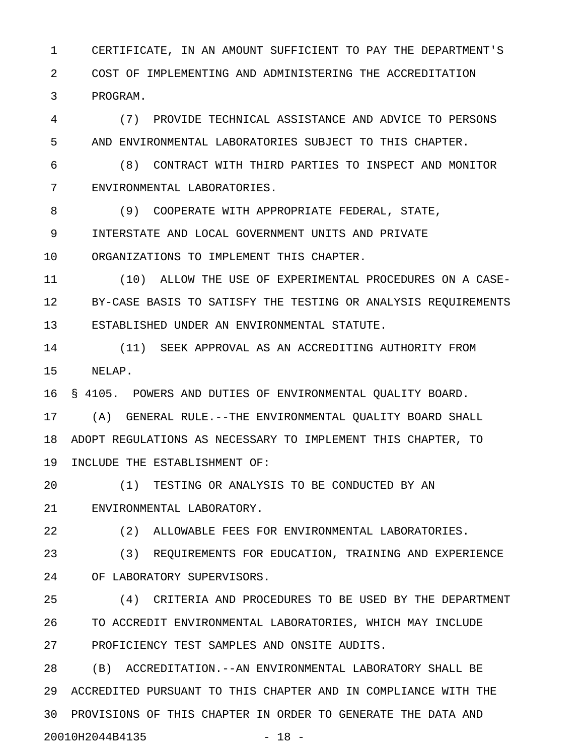CERTIFICATE, IN AN AMOUNT SUFFICIENT TO PAY THE DEPARTMENT'S COST OF IMPLEMENTING AND ADMINISTERING THE ACCREDITATION PROGRAM.

(7) PROVIDE TECHNICAL ASSISTANCE AND ADVICE TO PERSONS AND ENVIRONMENTAL LABORATORIES SUBJECT TO THIS CHAPTER.

(8) CONTRACT WITH THIRD PARTIES TO INSPECT AND MONITOR ENVIRONMENTAL LABORATORIES.

(9) COOPERATE WITH APPROPRIATE FEDERAL, STATE, INTERSTATE AND LOCAL GOVERNMENT UNITS AND PRIVATE ORGANIZATIONS TO IMPLEMENT THIS CHAPTER.

(10) ALLOW THE USE OF EXPERIMENTAL PROCEDURES ON A CASE-BY-CASE BASIS TO SATISFY THE TESTING OR ANALYSIS REQUIREMENTS ESTABLISHED UNDER AN ENVIRONMENTAL STATUTE.

(11) SEEK APPROVAL AS AN ACCREDITING AUTHORITY FROM NELAP.

§ 4105. POWERS AND DUTIES OF ENVIRONMENTAL QUALITY BOARD.

(A) GENERAL RULE.--THE ENVIRONMENTAL QUALITY BOARD SHALL ADOPT REGULATIONS AS NECESSARY TO IMPLEMENT THIS CHAPTER, TO INCLUDE THE ESTABLISHMENT OF:

(1) TESTING OR ANALYSIS TO BE CONDUCTED BY AN ENVIRONMENTAL LABORATORY.

(2) ALLOWABLE FEES FOR ENVIRONMENTAL LABORATORIES.

(3) REQUIREMENTS FOR EDUCATION, TRAINING AND EXPERIENCE OF LABORATORY SUPERVISORS.

(4) CRITERIA AND PROCEDURES TO BE USED BY THE DEPARTMENT TO ACCREDIT ENVIRONMENTAL LABORATORIES, WHICH MAY INCLUDE PROFICIENCY TEST SAMPLES AND ONSITE AUDITS.

(B) ACCREDITATION.--AN ENVIRONMENTAL LABORATORY SHALL BE ACCREDITED PURSUANT TO THIS CHAPTER AND IN COMPLIANCE WITH THE PROVISIONS OF THIS CHAPTER IN ORDER TO GENERATE THE DATA AND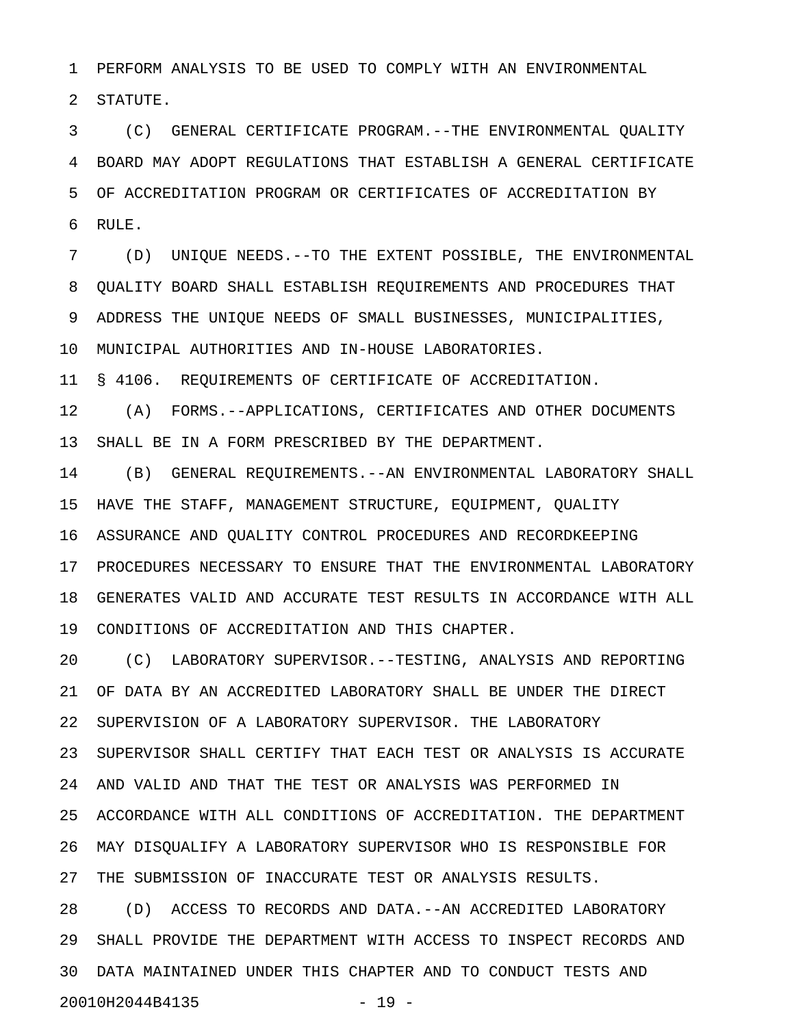PERFORM ANALYSIS TO BE USED TO COMPLY WITH AN ENVIRONMENTAL STATUTE.

(C) GENERAL CERTIFICATE PROGRAM.--THE ENVIRONMENTAL QUALITY BOARD MAY ADOPT REGULATIONS THAT ESTABLISH A GENERAL CERTIFICATE OF ACCREDITATION PROGRAM OR CERTIFICATES OF ACCREDITATION BY RULE.

(D) UNIQUE NEEDS.--TO THE EXTENT POSSIBLE, THE ENVIRONMENTAL QUALITY BOARD SHALL ESTABLISH REQUIREMENTS AND PROCEDURES THAT ADDRESS THE UNIQUE NEEDS OF SMALL BUSINESSES, MUNICIPALITIES, MUNICIPAL AUTHORITIES AND IN-HOUSE LABORATORIES.

§ 4106. REQUIREMENTS OF CERTIFICATE OF ACCREDITATION.

(A) FORMS.--APPLICATIONS, CERTIFICATES AND OTHER DOCUMENTS SHALL BE IN A FORM PRESCRIBED BY THE DEPARTMENT.

(B) GENERAL REQUIREMENTS.--AN ENVIRONMENTAL LABORATORY SHALL HAVE THE STAFF, MANAGEMENT STRUCTURE, EQUIPMENT, QUALITY ASSURANCE AND QUALITY CONTROL PROCEDURES AND RECORDKEEPING PROCEDURES NECESSARY TO ENSURE THAT THE ENVIRONMENTAL LABORATORY GENERATES VALID AND ACCURATE TEST RESULTS IN ACCORDANCE WITH ALL CONDITIONS OF ACCREDITATION AND THIS CHAPTER.

(C) LABORATORY SUPERVISOR.--TESTING, ANALYSIS AND REPORTING OF DATA BY AN ACCREDITED LABORATORY SHALL BE UNDER THE DIRECT SUPERVISION OF A LABORATORY SUPERVISOR. THE LABORATORY SUPERVISOR SHALL CERTIFY THAT EACH TEST OR ANALYSIS IS ACCURATE AND VALID AND THAT THE TEST OR ANALYSIS WAS PERFORMED IN ACCORDANCE WITH ALL CONDITIONS OF ACCREDITATION. THE DEPARTMENT MAY DISQUALIFY A LABORATORY SUPERVISOR WHO IS RESPONSIBLE FOR THE SUBMISSION OF INACCURATE TEST OR ANALYSIS RESULTS.

(D) ACCESS TO RECORDS AND DATA.--AN ACCREDITED LABORATORY SHALL PROVIDE THE DEPARTMENT WITH ACCESS TO INSPECT RECORDS AND DATA MAINTAINED UNDER THIS CHAPTER AND TO CONDUCT TESTS AND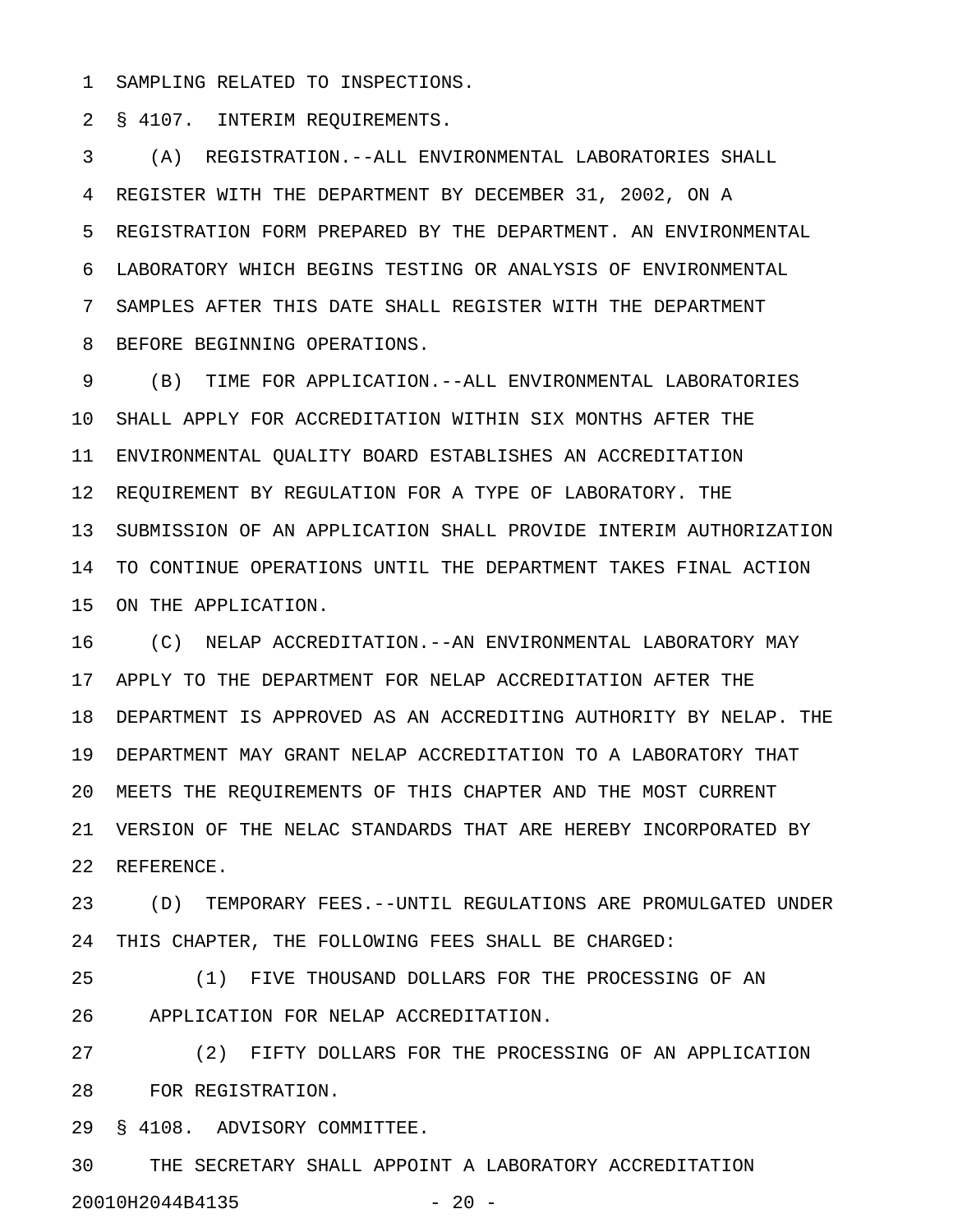SAMPLING RELATED TO INSPECTIONS.

§ 4107. INTERIM REQUIREMENTS.

(A) REGISTRATION.--ALL ENVIRONMENTAL LABORATORIES SHALL REGISTER WITH THE DEPARTMENT BY DECEMBER 31, 2002, ON A REGISTRATION FORM PREPARED BY THE DEPARTMENT. AN ENVIRONMENTAL LABORATORY WHICH BEGINS TESTING OR ANALYSIS OF ENVIRONMENTAL SAMPLES AFTER THIS DATE SHALL REGISTER WITH THE DEPARTMENT BEFORE BEGINNING OPERATIONS.

(B) TIME FOR APPLICATION.--ALL ENVIRONMENTAL LABORATORIES SHALL APPLY FOR ACCREDITATION WITHIN SIX MONTHS AFTER THE ENVIRONMENTAL QUALITY BOARD ESTABLISHES AN ACCREDITATION REQUIREMENT BY REGULATION FOR A TYPE OF LABORATORY. THE SUBMISSION OF AN APPLICATION SHALL PROVIDE INTERIM AUTHORIZATION TO CONTINUE OPERATIONS UNTIL THE DEPARTMENT TAKES FINAL ACTION ON THE APPLICATION.

(C) NELAP ACCREDITATION.--AN ENVIRONMENTAL LABORATORY MAY APPLY TO THE DEPARTMENT FOR NELAP ACCREDITATION AFTER THE DEPARTMENT IS APPROVED AS AN ACCREDITING AUTHORITY BY NELAP. THE DEPARTMENT MAY GRANT NELAP ACCREDITATION TO A LABORATORY THAT MEETS THE REQUIREMENTS OF THIS CHAPTER AND THE MOST CURRENT VERSION OF THE NELAC STANDARDS THAT ARE HEREBY INCORPORATED BY REFERENCE.

(D) TEMPORARY FEES.--UNTIL REGULATIONS ARE PROMULGATED UNDER THIS CHAPTER, THE FOLLOWING FEES SHALL BE CHARGED:

(1) FIVE THOUSAND DOLLARS FOR THE PROCESSING OF AN APPLICATION FOR NELAP ACCREDITATION.

(2) FIFTY DOLLARS FOR THE PROCESSING OF AN APPLICATION FOR REGISTRATION.

§ 4108. ADVISORY COMMITTEE.

THE SECRETARY SHALL APPOINT A LABORATORY ACCREDITATION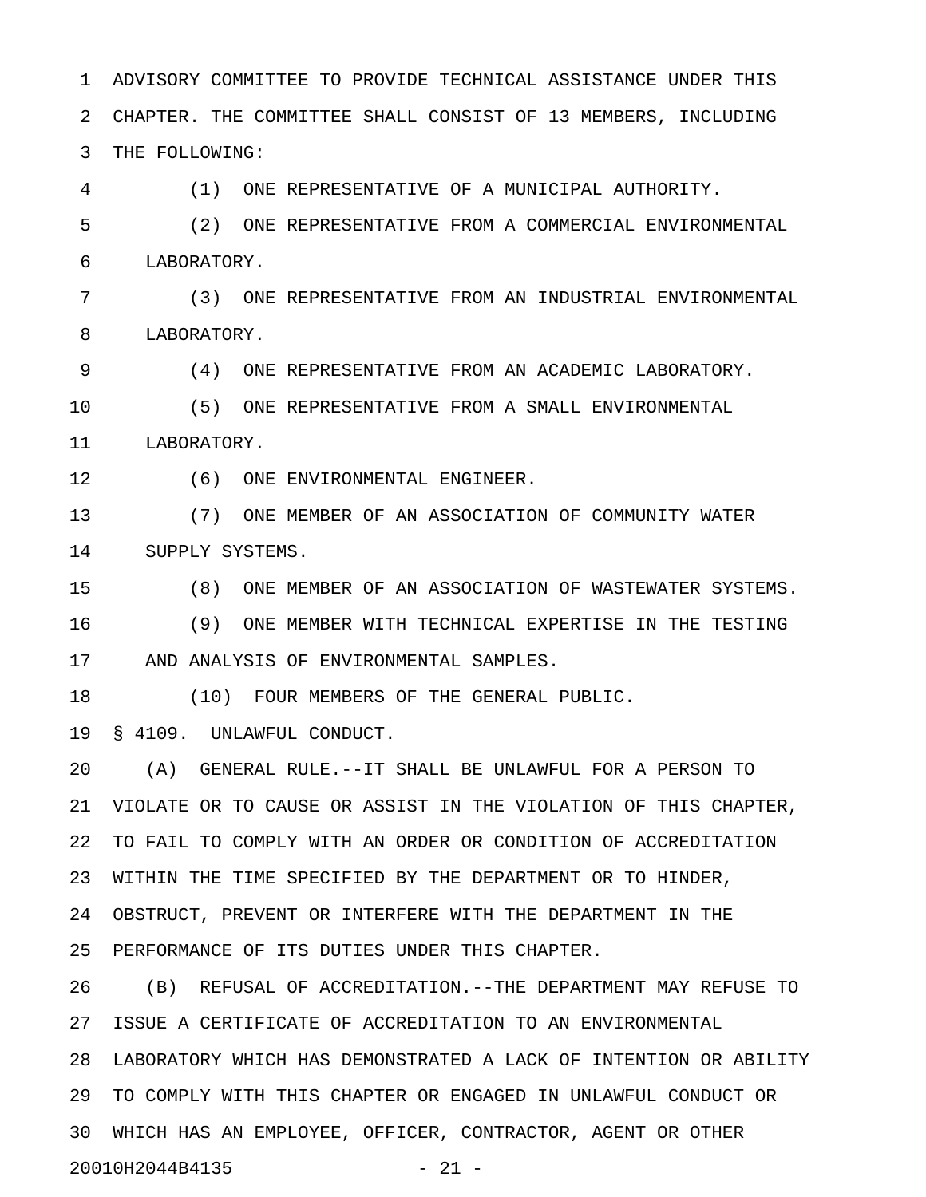ADVISORY COMMITTEE TO PROVIDE TECHNICAL ASSISTANCE UNDER THIS CHAPTER. THE COMMITTEE SHALL CONSIST OF 13 MEMBERS, INCLUDING THE FOLLOWING:

(1) ONE REPRESENTATIVE OF A MUNICIPAL AUTHORITY.

(2) ONE REPRESENTATIVE FROM A COMMERCIAL ENVIRONMENTAL LABORATORY.

(3) ONE REPRESENTATIVE FROM AN INDUSTRIAL ENVIRONMENTAL LABORATORY.

(4) ONE REPRESENTATIVE FROM AN ACADEMIC LABORATORY.

(5) ONE REPRESENTATIVE FROM A SMALL ENVIRONMENTAL LABORATORY.

(6) ONE ENVIRONMENTAL ENGINEER.

(7) ONE MEMBER OF AN ASSOCIATION OF COMMUNITY WATER SUPPLY SYSTEMS.

(8) ONE MEMBER OF AN ASSOCIATION OF WASTEWATER SYSTEMS.

(9) ONE MEMBER WITH TECHNICAL EXPERTISE IN THE TESTING AND ANALYSIS OF ENVIRONMENTAL SAMPLES.

(10) FOUR MEMBERS OF THE GENERAL PUBLIC.

§ 4109. UNLAWFUL CONDUCT.

(A) GENERAL RULE.--IT SHALL BE UNLAWFUL FOR A PERSON TO VIOLATE OR TO CAUSE OR ASSIST IN THE VIOLATION OF THIS CHAPTER, TO FAIL TO COMPLY WITH AN ORDER OR CONDITION OF ACCREDITATION WITHIN THE TIME SPECIFIED BY THE DEPARTMENT OR TO HINDER, OBSTRUCT, PREVENT OR INTERFERE WITH THE DEPARTMENT IN THE PERFORMANCE OF ITS DUTIES UNDER THIS CHAPTER.

(B) REFUSAL OF ACCREDITATION.--THE DEPARTMENT MAY REFUSE TO ISSUE A CERTIFICATE OF ACCREDITATION TO AN ENVIRONMENTAL LABORATORY WHICH HAS DEMONSTRATED A LACK OF INTENTION OR ABILITY TO COMPLY WITH THIS CHAPTER OR ENGAGED IN UNLAWFUL CONDUCT OR WHICH HAS AN EMPLOYEE, OFFICER, CONTRACTOR, AGENT OR OTHER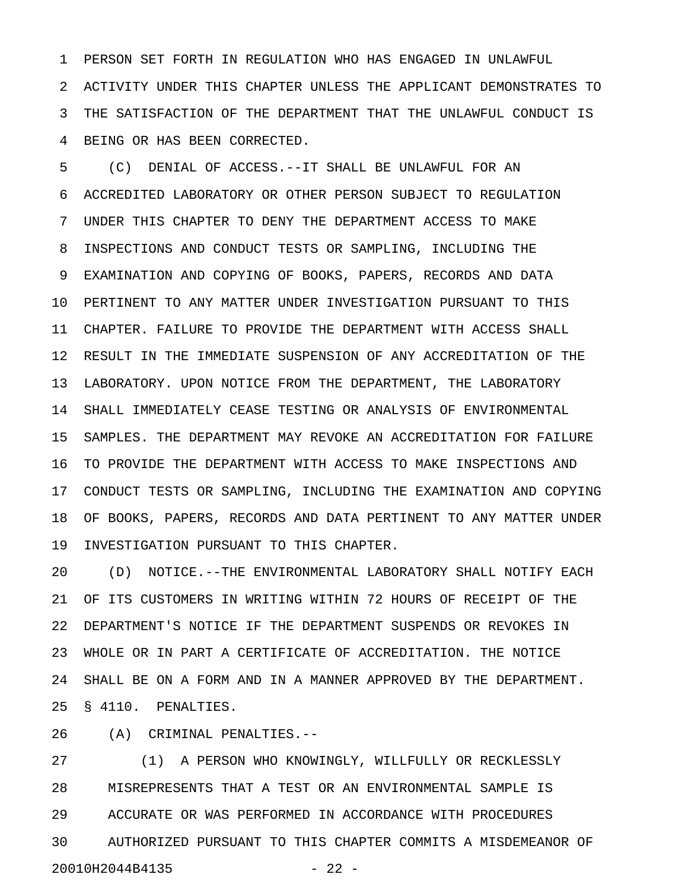PERSON SET FORTH IN REGULATION WHO HAS ENGAGED IN UNLAWFUL ACTIVITY UNDER THIS CHAPTER UNLESS THE APPLICANT DEMONSTRATES TO THE SATISFACTION OF THE DEPARTMENT THAT THE UNLAWFUL CONDUCT IS BEING OR HAS BEEN CORRECTED.

(C) DENIAL OF ACCESS.--IT SHALL BE UNLAWFUL FOR AN ACCREDITED LABORATORY OR OTHER PERSON SUBJECT TO REGULATION UNDER THIS CHAPTER TO DENY THE DEPARTMENT ACCESS TO MAKE INSPECTIONS AND CONDUCT TESTS OR SAMPLING, INCLUDING THE EXAMINATION AND COPYING OF BOOKS, PAPERS, RECORDS AND DATA PERTINENT TO ANY MATTER UNDER INVESTIGATION PURSUANT TO THIS CHAPTER. FAILURE TO PROVIDE THE DEPARTMENT WITH ACCESS SHALL RESULT IN THE IMMEDIATE SUSPENSION OF ANY ACCREDITATION OF THE LABORATORY. UPON NOTICE FROM THE DEPARTMENT, THE LABORATORY SHALL IMMEDIATELY CEASE TESTING OR ANALYSIS OF ENVIRONMENTAL SAMPLES. THE DEPARTMENT MAY REVOKE AN ACCREDITATION FOR FAILURE TO PROVIDE THE DEPARTMENT WITH ACCESS TO MAKE INSPECTIONS AND CONDUCT TESTS OR SAMPLING, INCLUDING THE EXAMINATION AND COPYING OF BOOKS, PAPERS, RECORDS AND DATA PERTINENT TO ANY MATTER UNDER INVESTIGATION PURSUANT TO THIS CHAPTER.

(D) NOTICE.--THE ENVIRONMENTAL LABORATORY SHALL NOTIFY EACH OF ITS CUSTOMERS IN WRITING WITHIN 72 HOURS OF RECEIPT OF THE DEPARTMENT'S NOTICE IF THE DEPARTMENT SUSPENDS OR REVOKES IN WHOLE OR IN PART A CERTIFICATE OF ACCREDITATION. THE NOTICE SHALL BE ON A FORM AND IN A MANNER APPROVED BY THE DEPARTMENT.

§ 4110. PENALTIES.

(A) CRIMINAL PENALTIES.--

(1) A PERSON WHO KNOWINGLY, WILLFULLY OR RECKLESSLY MISREPRESENTS THAT A TEST OR AN ENVIRONMENTAL SAMPLE IS ACCURATE OR WAS PERFORMED IN ACCORDANCE WITH PROCEDURES AUTHORIZED PURSUANT TO THIS CHAPTER COMMITS A MISDEMEANOR OF

20010H2044B4135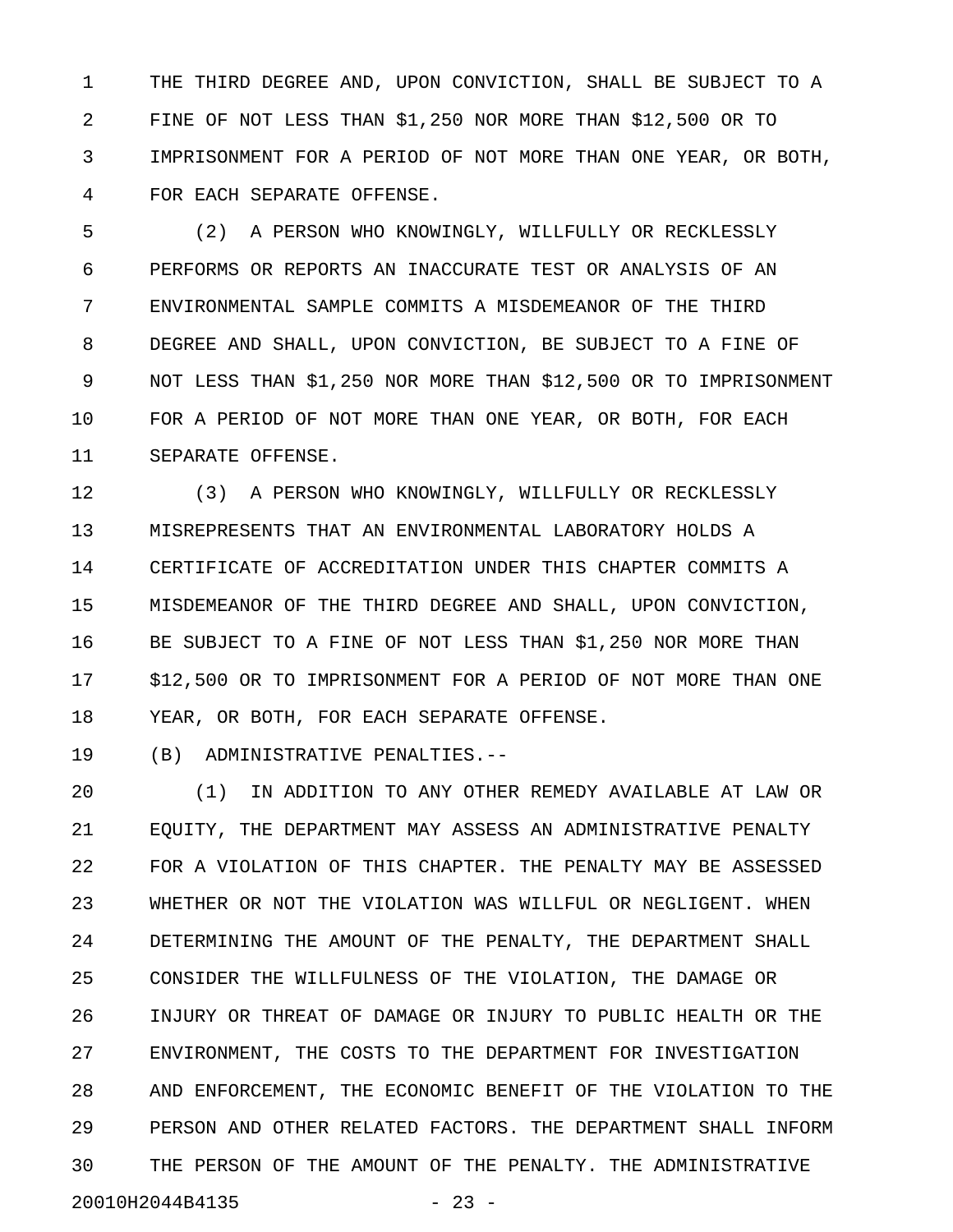THE THIRD DEGREE AND, UPON CONVICTION, SHALL BE SUBJECT TO A FINE OF NOT LESS THAN $1,250 NOR MORE THAN $12,500 OR TO IMPRISONMENT FOR A PERIOD OF NOT MORE THAN ONE YEAR, OR BOTH, FOR EACH SEPARATE OFFENSE.

(2) A PERSON WHO KNOWINGLY, WILLFULLY OR RECKLESSLY PERFORMS OR REPORTS AN INACCURATE TEST OR ANALYSIS OF AN ENVIRONMENTAL SAMPLE COMMITS A MISDEMEANOR OF THE THIRD DEGREE AND SHALL, UPON CONVICTION, BE SUBJECT TO A FINE OF NOT LESS THAN $1,250 NOR MORE THAN $12,500 OR TO IMPRISONMENT FOR A PERIOD OF NOT MORE THAN ONE YEAR, OR BOTH, FOR EACH SEPARATE OFFENSE.

(3) A PERSON WHO KNOWINGLY, WILLFULLY OR RECKLESSLY MISREPRESENTS THAT AN ENVIRONMENTAL LABORATORY HOLDS A CERTIFICATE OF ACCREDITATION UNDER THIS CHAPTER COMMITS A MISDEMEANOR OF THE THIRD DEGREE AND SHALL, UPON CONVICTION, BE SUBJECT TO A FINE OF NOT LESS THAN $1,250 NOR MORE THAN $12,500 OR TO IMPRISONMENT FOR A PERIOD OF NOT MORE THAN ONE YEAR, OR BOTH, FOR EACH SEPARATE OFFENSE.

(B) ADMINISTRATIVE PENALTIES.--

(1) IN ADDITION TO ANY OTHER REMEDY AVAILABLE AT LAW OR EQUITY, THE DEPARTMENT MAY ASSESS AN ADMINISTRATIVE PENALTY FOR A VIOLATION OF THIS CHAPTER. THE PENALTY MAY BE ASSESSED WHETHER OR NOT THE VIOLATION WAS WILLFUL OR NEGLIGENT. WHEN DETERMINING THE AMOUNT OF THE PENALTY, THE DEPARTMENT SHALL CONSIDER THE WILLFULNESS OF THE VIOLATION, THE DAMAGE OR INJURY OR THREAT OF DAMAGE OR INJURY TO PUBLIC HEALTH OR THE ENVIRONMENT, THE COSTS TO THE DEPARTMENT FOR INVESTIGATION AND ENFORCEMENT, THE ECONOMIC BENEFIT OF THE VIOLATION TO THE PERSON AND OTHER RELATED FACTORS. THE DEPARTMENT SHALL INFORM THE PERSON OF THE AMOUNT OF THE PENALTY. THE ADMINISTRATIVE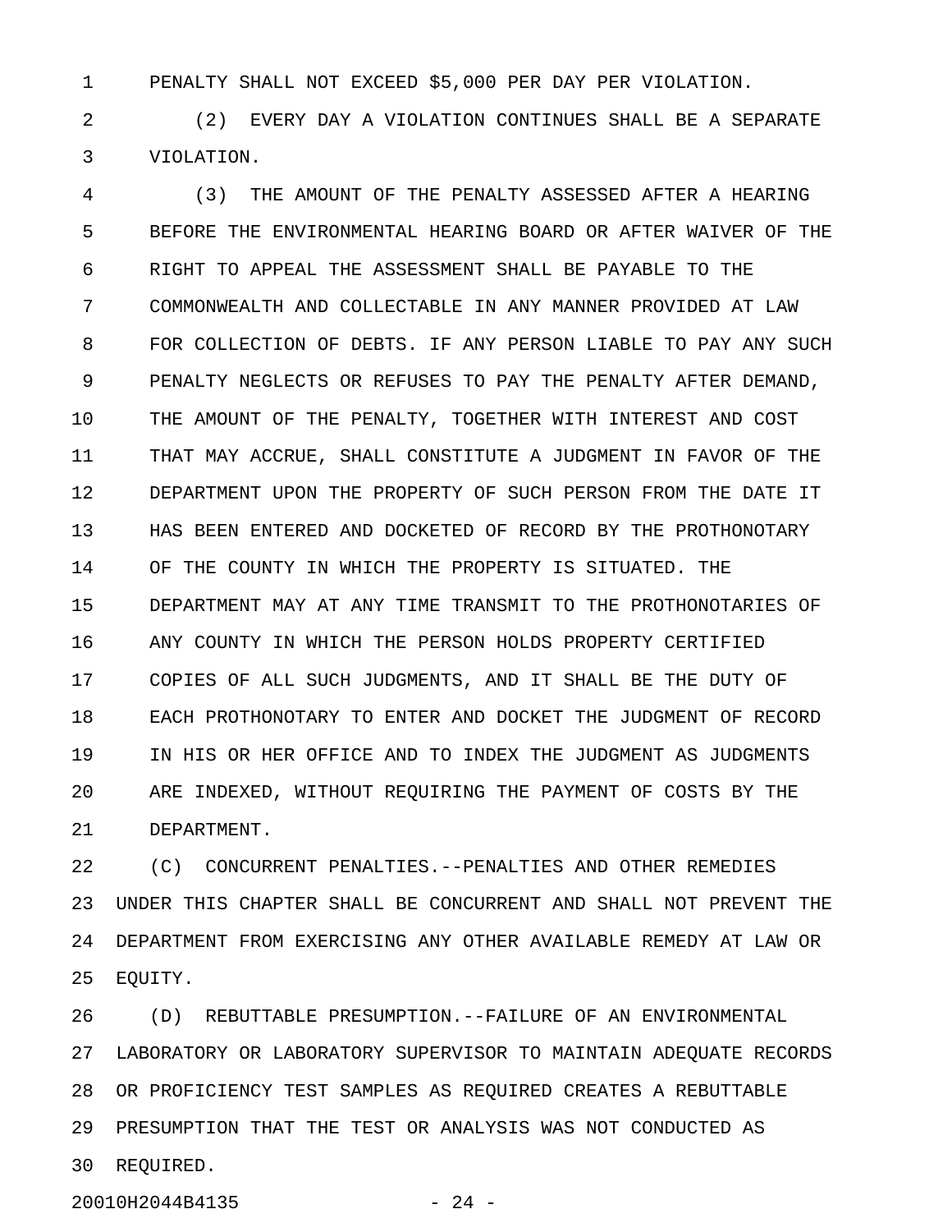PENALTY SHALL NOT EXCEED $5,000 PER DAY PER VIOLATION.

(2) EVERY DAY A VIOLATION CONTINUES SHALL BE A SEPARATE VIOLATION.

(3) THE AMOUNT OF THE PENALTY ASSESSED AFTER A HEARING BEFORE THE ENVIRONMENTAL HEARING BOARD OR AFTER WAIVER OF THE RIGHT TO APPEAL THE ASSESSMENT SHALL BE PAYABLE TO THE COMMONWEALTH AND COLLECTABLE IN ANY MANNER PROVIDED AT LAW FOR COLLECTION OF DEBTS. IF ANY PERSON LIABLE TO PAY ANY SUCH PENALTY NEGLECTS OR REFUSES TO PAY THE PENALTY AFTER DEMAND, THE AMOUNT OF THE PENALTY, TOGETHER WITH INTEREST AND COST THAT MAY ACCRUE, SHALL CONSTITUTE A JUDGMENT IN FAVOR OF THE DEPARTMENT UPON THE PROPERTY OF SUCH PERSON FROM THE DATE IT HAS BEEN ENTERED AND DOCKETED OF RECORD BY THE PROTHONOTARY OF THE COUNTY IN WHICH THE PROPERTY IS SITUATED. THE DEPARTMENT MAY AT ANY TIME TRANSMIT TO THE PROTHONOTARIES OF ANY COUNTY IN WHICH THE PERSON HOLDS PROPERTY CERTIFIED COPIES OF ALL SUCH JUDGMENTS, AND IT SHALL BE THE DUTY OF EACH PROTHONOTARY TO ENTER AND DOCKET THE JUDGMENT OF RECORD IN HIS OR HER OFFICE AND TO INDEX THE JUDGMENT AS JUDGMENTS ARE INDEXED, WITHOUT REQUIRING THE PAYMENT OF COSTS BY THE DEPARTMENT.

(C) CONCURRENT PENALTIES.--PENALTIES AND OTHER REMEDIES UNDER THIS CHAPTER SHALL BE CONCURRENT AND SHALL NOT PREVENT THE DEPARTMENT FROM EXERCISING ANY OTHER AVAILABLE REMEDY AT LAW OR EQUITY.

(D) REBUTTABLE PRESUMPTION.--FAILURE OF AN ENVIRONMENTAL LABORATORY OR LABORATORY SUPERVISOR TO MAINTAIN ADEQUATE RECORDS OR PROFICIENCY TEST SAMPLES AS REQUIRED CREATES A REBUTTABLE PRESUMPTION THAT THE TEST OR ANALYSIS WAS NOT CONDUCTED AS REQUIRED.

20010H2044B4135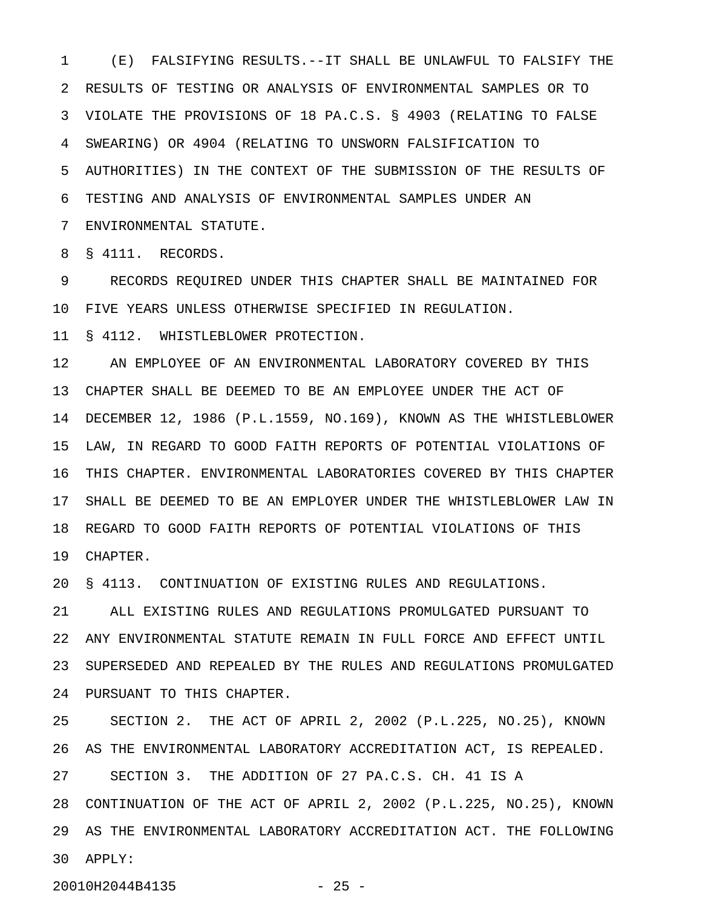(E) FALSIFYING RESULTS.--IT SHALL BE UNLAWFUL TO FALSIFY THE RESULTS OF TESTING OR ANALYSIS OF ENVIRONMENTAL SAMPLES OR TO VIOLATE THE PROVISIONS OF 18 PA.C.S. § 4903 (RELATING TO FALSE SWEARING) OR 4904 (RELATING TO UNSWORN FALSIFICATION TO AUTHORITIES) IN THE CONTEXT OF THE SUBMISSION OF THE RESULTS OF TESTING AND ANALYSIS OF ENVIRONMENTAL SAMPLES UNDER AN ENVIRONMENTAL STATUTE.

§ 4111. RECORDS.

RECORDS REQUIRED UNDER THIS CHAPTER SHALL BE MAINTAINED FOR FIVE YEARS UNLESS OTHERWISE SPECIFIED IN REGULATION.

§ 4112. WHISTLEBLOWER PROTECTION.

AN EMPLOYEE OF AN ENVIRONMENTAL LABORATORY COVERED BY THIS CHAPTER SHALL BE DEEMED TO BE AN EMPLOYEE UNDER THE ACT OF DECEMBER 12, 1986 (P.L.1559, NO.169), KNOWN AS THE WHISTLEBLOWER LAW, IN REGARD TO GOOD FAITH REPORTS OF POTENTIAL VIOLATIONS OF THIS CHAPTER. ENVIRONMENTAL LABORATORIES COVERED BY THIS CHAPTER SHALL BE DEEMED TO BE AN EMPLOYER UNDER THE WHISTLEBLOWER LAW IN REGARD TO GOOD FAITH REPORTS OF POTENTIAL VIOLATIONS OF THIS CHAPTER.

§ 4113. CONTINUATION OF EXISTING RULES AND REGULATIONS.

ALL EXISTING RULES AND REGULATIONS PROMULGATED PURSUANT TO ANY ENVIRONMENTAL STATUTE REMAIN IN FULL FORCE AND EFFECT UNTIL SUPERSEDED AND REPEALED BY THE RULES AND REGULATIONS PROMULGATED PURSUANT TO THIS CHAPTER.

SECTION 2. THE ACT OF APRIL 2, 2002 (P.L.225, NO.25), KNOWN AS THE ENVIRONMENTAL LABORATORY ACCREDITATION ACT, IS REPEALED.

SECTION 3. THE ADDITION OF 27 PA.C.S. CH. 41 IS A CONTINUATION OF THE ACT OF APRIL 2, 2002 (P.L.225, NO.25), KNOWN AS THE ENVIRONMENTAL LABORATORY ACCREDITATION ACT. THE FOLLOWING APPLY:

20010H2044B4135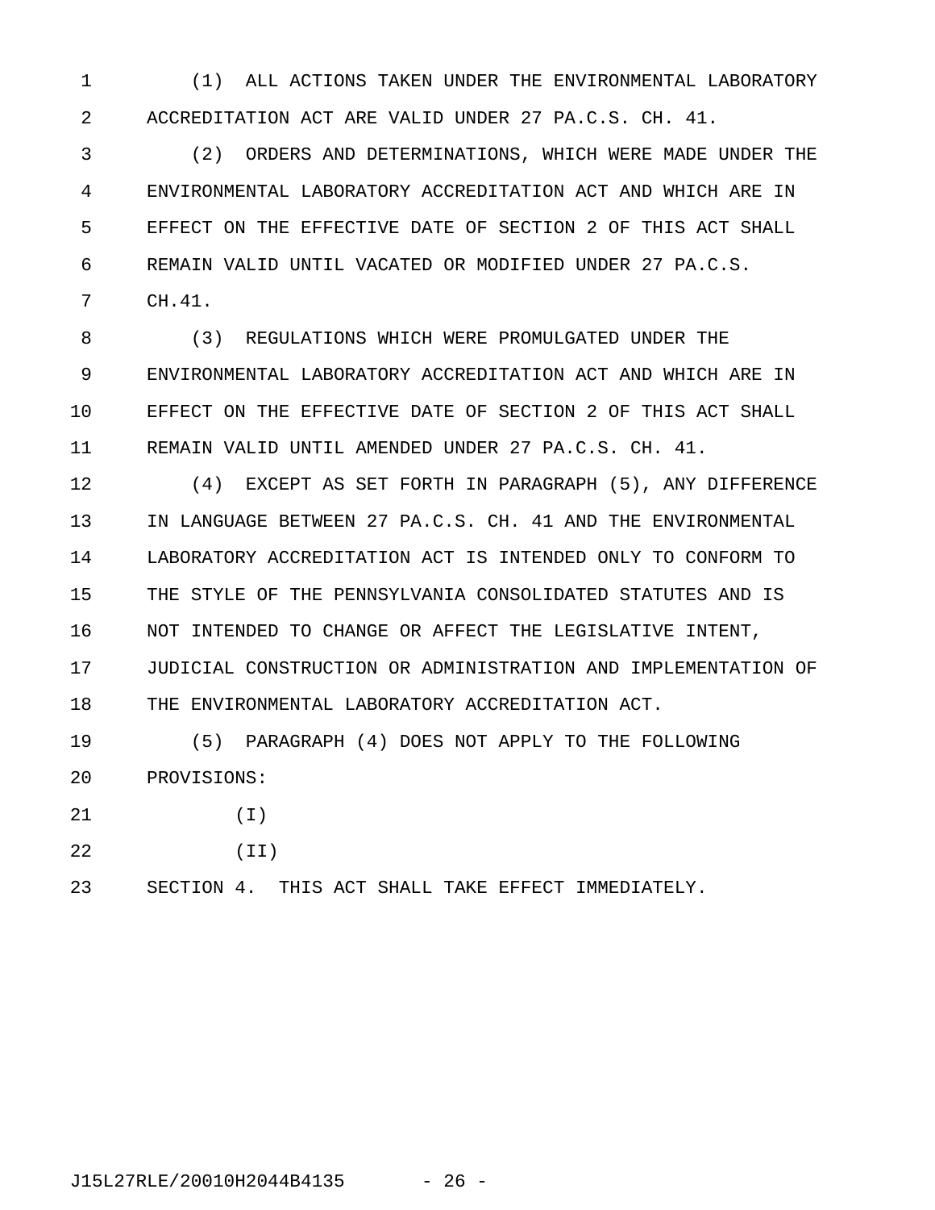(1) ALL ACTIONS TAKEN UNDER THE ENVIRONMENTAL LABORATORY ACCREDITATION ACT ARE VALID UNDER 27 PA.C.S. CH. 41.

(2) ORDERS AND DETERMINATIONS, WHICH WERE MADE UNDER THE ENVIRONMENTAL LABORATORY ACCREDITATION ACT AND WHICH ARE IN EFFECT ON THE EFFECTIVE DATE OF SECTION 2 OF THIS ACT SHALL REMAIN VALID UNTIL VACATED OR MODIFIED UNDER 27 PA.C.S. CH.41.

(3) REGULATIONS WHICH WERE PROMULGATED UNDER THE ENVIRONMENTAL LABORATORY ACCREDITATION ACT AND WHICH ARE IN EFFECT ON THE EFFECTIVE DATE OF SECTION 2 OF THIS ACT SHALL REMAIN VALID UNTIL AMENDED UNDER 27 PA.C.S. CH. 41.

(4) EXCEPT AS SET FORTH IN PARAGRAPH (5), ANY DIFFERENCE IN LANGUAGE BETWEEN 27 PA.C.S. CH. 41 AND THE ENVIRONMENTAL LABORATORY ACCREDITATION ACT IS INTENDED ONLY TO CONFORM TO THE STYLE OF THE PENNSYLVANIA CONSOLIDATED STATUTES AND IS NOT INTENDED TO CHANGE OR AFFECT THE LEGISLATIVE INTENT, JUDICIAL CONSTRUCTION OR ADMINISTRATION AND IMPLEMENTATION OF THE ENVIRONMENTAL LABORATORY ACCREDITATION ACT.

(5) PARAGRAPH (4) DOES NOT APPLY TO THE FOLLOWING PROVISIONS:

(I)

(II)

SECTION 4. THIS ACT SHALL TAKE EFFECT IMMEDIATELY.